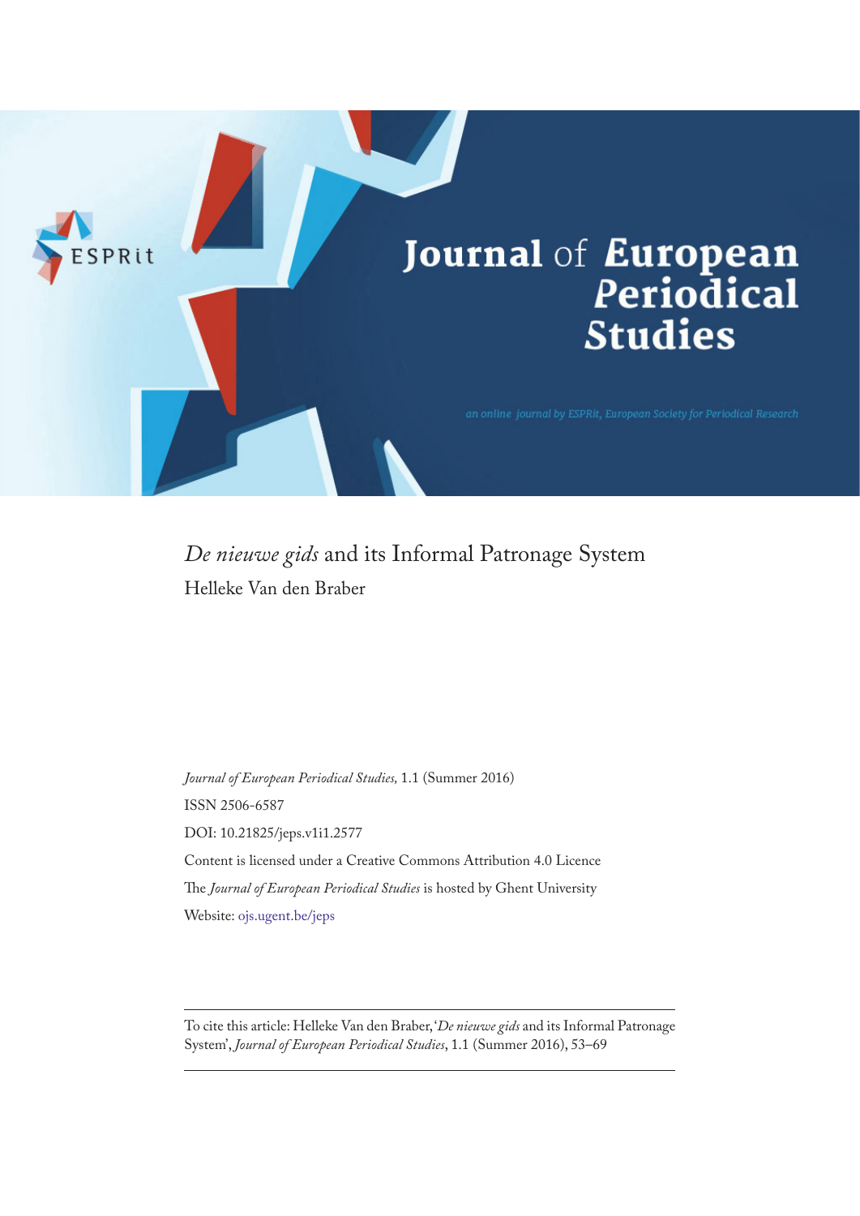ESPRit

# Journal of European Periodical Studies

an online journal by ESPRit, European Society for Periodical Research

## *De nieuwe gids* and its Informal Patronage System

Helleke Van den Braber

*Journal of European Periodical Studies*, 1.1 (Summer 2016)

ISSN 2506-6587

DOI: 10.21825/jeps.v1i1.2577

Content is licensed under a Creative Commons Attribution 4.0 Licence

The *Journal of European Periodical Studies* is hosted by Ghent University

Website: ojs.ugent.be/jeps

---

To cite this article: Helleke Van den Braber, '*De nieuwe gids* and its Informal Patronage System', *Journal of European Periodical Studies*, 1.1 (Summer 2016), 53–69

---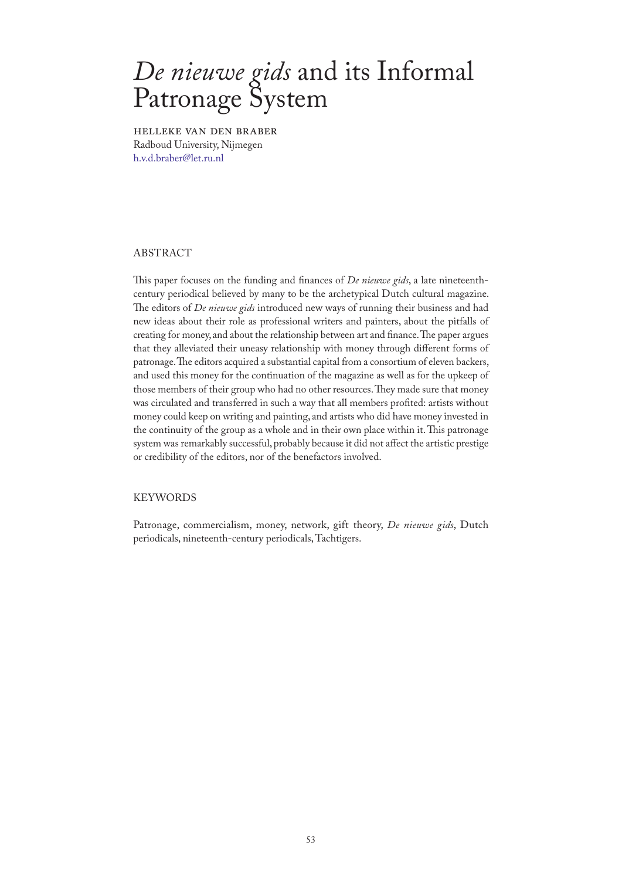# *De nieuwe gids* and its Informal Patronage System

HELLEKE VAN DEN BRABER
Radboud University, Nijmegen
h.v.d.braber@let.ru.nl

## ABSTRACT

This paper focuses on the funding and finances of *De nieuwe gids*, a late nineteenth-century periodical believed by many to be the archetypical Dutch cultural magazine. The editors of *De nieuwe gids* introduced new ways of running their business and had new ideas about their role as professional writers and painters, about the pitfalls of creating for money, and about the relationship between art and finance. The paper argues that they alleviated their uneasy relationship with money through different forms of patronage. The editors acquired a substantial capital from a consortium of eleven backers, and used this money for the continuation of the magazine as well as for the upkeep of those members of their group who had no other resources. They made sure that money was circulated and transferred in such a way that all members profited: artists without money could keep on writing and painting, and artists who did have money invested in the continuity of the group as a whole and in their own place within it. This patronage system was remarkably successful, probably because it did not affect the artistic prestige or credibility of the editors, nor of the benefactors involved.

## KEYWORDS

Patronage, commercialism, money, network, gift theory, *De nieuwe gids*, Dutch periodicals, nineteenth-century periodicals, Tachtigers.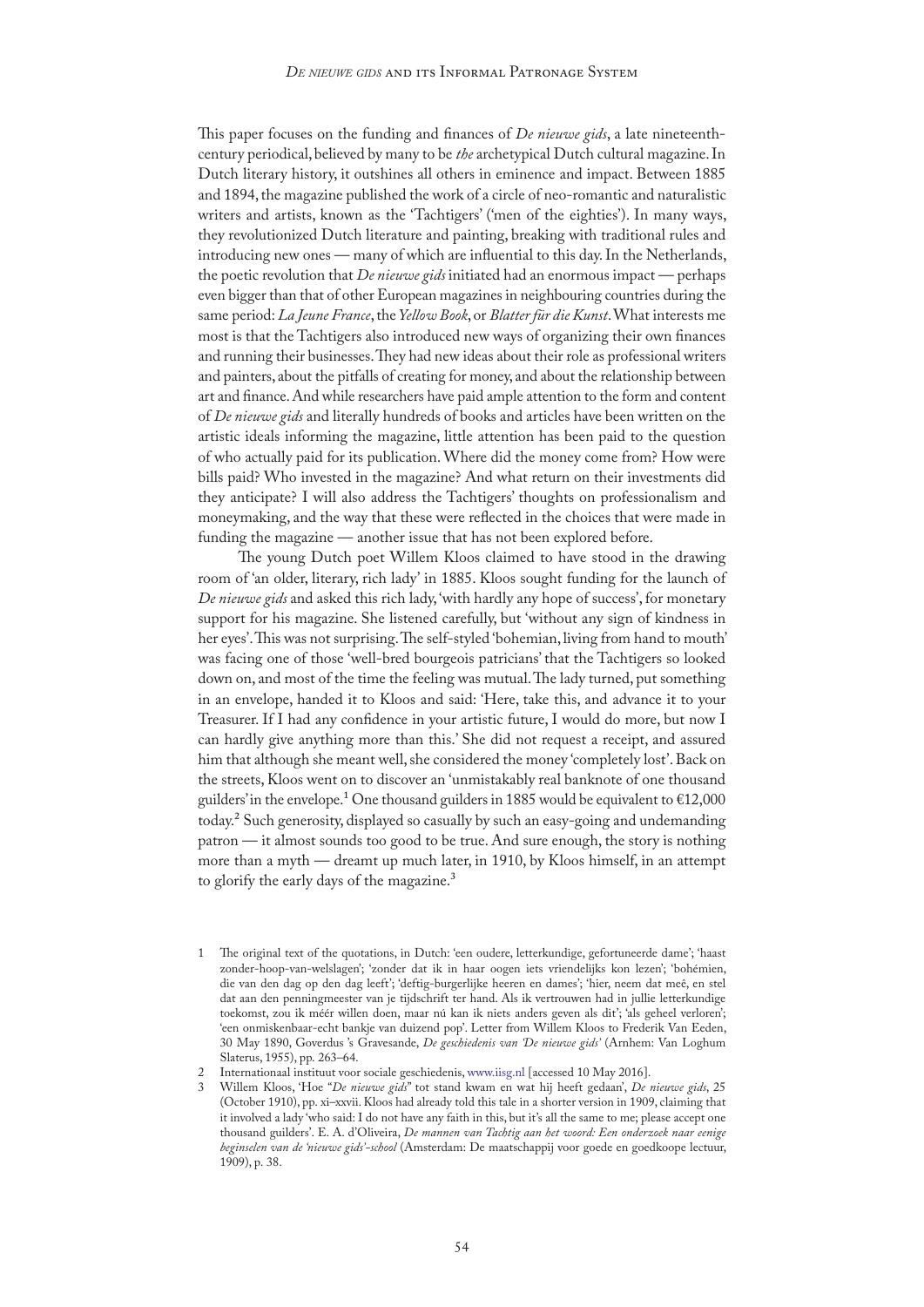This paper focuses on the funding and finances of *De nieuwe gids*, a late nineteenth-century periodical, believed by many to be *the* archetypical Dutch cultural magazine. In Dutch literary history, it outshines all others in eminence and impact. Between 1885 and 1894, the magazine published the work of a circle of neo-romantic and naturalistic writers and artists, known as the 'Tachtigers' ('men of the eighties'). In many ways, they revolutionized Dutch literature and painting, breaking with traditional rules and introducing new ones — many of which are influential to this day. In the Netherlands, the poetic revolution that *De nieuwe gids* initiated had an enormous impact — perhaps even bigger than that of other European magazines in neighbouring countries during the same period: *La Jeune France*, the *Yellow Book*, or *Blatter für die Kunst*. What interests me most is that the Tachtigers also introduced new ways of organizing their own finances and running their businesses. They had new ideas about their role as professional writers and painters, about the pitfalls of creating for money, and about the relationship between art and finance. And while researchers have paid ample attention to the form and content of *De nieuwe gids* and literally hundreds of books and articles have been written on the artistic ideals informing the magazine, little attention has been paid to the question of who actually paid for its publication. Where did the money come from? How were bills paid? Who invested in the magazine? And what return on their investments did they anticipate? I will also address the Tachtigers' thoughts on professionalism and moneymaking, and the way that these were reflected in the choices that were made in funding the magazine — another issue that has not been explored before.

The young Dutch poet Willem Kloos claimed to have stood in the drawing room of 'an older, literary, rich lady' in 1885. Kloos sought funding for the launch of *De nieuwe gids* and asked this rich lady, 'with hardly any hope of success', for monetary support for his magazine. She listened carefully, but 'without any sign of kindness in her eyes'. This was not surprising. The self-styled 'bohemian, living from hand to mouth' was facing one of those 'well-bred bourgeois patricians' that the Tachtigers so looked down on, and most of the time the feeling was mutual. The lady turned, put something in an envelope, handed it to Kloos and said: 'Here, take this, and advance it to your Treasurer. If I had any confidence in your artistic future, I would do more, but now I can hardly give anything more than this.' She did not request a receipt, and assured him that although she meant well, she considered the money 'completely lost'. Back on the streets, Kloos went on to discover an 'unmistakably real banknote of one thousand guilders' in the envelope.[1] One thousand guilders in 1885 would be equivalent to €12,000 today.[2] Such generosity, displayed so casually by such an easy-going and undemanding patron — it almost sounds too good to be true. And sure enough, the story is nothing more than a myth — dreamt up much later, in 1910, by Kloos himself, in an attempt to glorify the early days of the magazine.[3]

1 The original text of the quotations, in Dutch: 'een oudere, letterkundige, gefortuneerde dame'; 'haast zonder-hoop-van-welslagen'; 'zonder dat ik in haar oogen iets vriendelijks kon lezen'; 'bohémien, die van den dag op den dag leeft'; 'deftig-burgerlijke heeren en dames'; 'hier, neem dat meê, en stel dat aan den penningmeester van je tijdschrift ter hand. Als ik vertrouwen had in jullie letterkundige toekomst, zou ik méér willen doen, maar nú kan ik niets anders geven als dit'; 'als geheel verloren'; 'een onmiskenbaar-echt bankje van duizend pop'. Letter from Willem Kloos to Frederik Van Eeden, 30 May 1890, Goverdus 's Gravesande, *De geschiedenis van 'De nieuwe gids'* (Arnhem: Van Loghum Slaterus, 1955), pp. 263–64.

2 Internationaal instituut voor sociale geschiedenis, www.iisg.nl [accessed 10 May 2016].

3 Willem Kloos, 'Hoe "*De nieuwe gids*" tot stand kwam en wat hij heeft gedaan', *De nieuwe gids*, 25 (October 1910), pp. xi–xxvii. Kloos had already told this tale in a shorter version in 1909, claiming that it involved a lady 'who said: I do not have any faith in this, but it's all the same to me; please accept one thousand guilders'. E. A. d'Oliveira, *De mannen van Tachtig aan het woord: Een onderzoek naar eenige beginselen van de 'nieuwe gids'-school* (Amsterdam: De maatschappij voor goede en goedkoope lectuur, 1909), p. 38.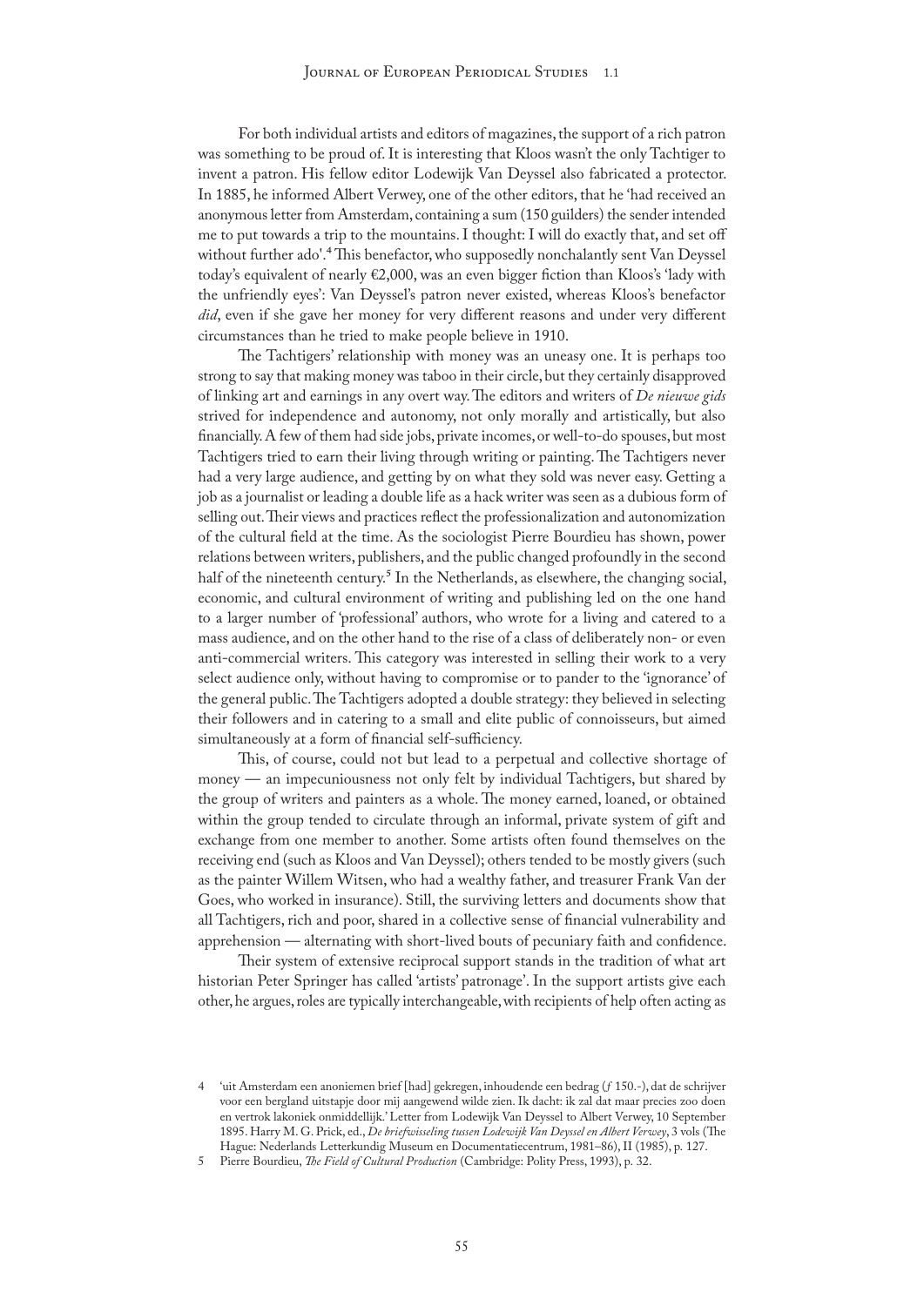For both individual artists and editors of magazines, the support of a rich patron was something to be proud of. It is interesting that Kloos wasn't the only Tachtiger to invent a patron. His fellow editor Lodewijk Van Deyssel also fabricated a protector. In 1885, he informed Albert Verwey, one of the other editors, that he 'had received an anonymous letter from Amsterdam, containing a sum (150 guilders) the sender intended me to put towards a trip to the mountains. I thought: I will do exactly that, and set off without further ado'.[4] This benefactor, who supposedly nonchalantly sent Van Deyssel today's equivalent of nearly €2,000, was an even bigger fiction than Kloos's 'lady with the unfriendly eyes': Van Deyssel's patron never existed, whereas Kloos's benefactor *did*, even if she gave her money for very different reasons and under very different circumstances than he tried to make people believe in 1910.

The Tachtigers' relationship with money was an uneasy one. It is perhaps too strong to say that making money was taboo in their circle, but they certainly disapproved of linking art and earnings in any overt way. The editors and writers of *De nieuwe gids* strived for independence and autonomy, not only morally and artistically, but also financially. A few of them had side jobs, private incomes, or well-to-do spouses, but most Tachtigers tried to earn their living through writing or painting. The Tachtigers never had a very large audience, and getting by on what they sold was never easy. Getting a job as a journalist or leading a double life as a hack writer was seen as a dubious form of selling out. Their views and practices reflect the professionalization and autonomization of the cultural field at the time. As the sociologist Pierre Bourdieu has shown, power relations between writers, publishers, and the public changed profoundly in the second half of the nineteenth century.[5] In the Netherlands, as elsewhere, the changing social, economic, and cultural environment of writing and publishing led on the one hand to a larger number of 'professional' authors, who wrote for a living and catered to a mass audience, and on the other hand to the rise of a class of deliberately non- or even anti-commercial writers. This category was interested in selling their work to a very select audience only, without having to compromise or to pander to the 'ignorance' of the general public. The Tachtigers adopted a double strategy: they believed in selecting their followers and in catering to a small and elite public of connoisseurs, but aimed simultaneously at a form of financial self-sufficiency.

This, of course, could not but lead to a perpetual and collective shortage of money — an impecuniousness not only felt by individual Tachtigers, but shared by the group of writers and painters as a whole. The money earned, loaned, or obtained within the group tended to circulate through an informal, private system of gift and exchange from one member to another. Some artists often found themselves on the receiving end (such as Kloos and Van Deyssel); others tended to be mostly givers (such as the painter Willem Witsen, who had a wealthy father, and treasurer Frank Van der Goes, who worked in insurance). Still, the surviving letters and documents show that all Tachtigers, rich and poor, shared in a collective sense of financial vulnerability and apprehension — alternating with short-lived bouts of pecuniary faith and confidence.

Their system of extensive reciprocal support stands in the tradition of what art historian Peter Springer has called 'artists' patronage'. In the support artists give each other, he argues, roles are typically interchangeable, with recipients of help often acting as

---

4 'uit Amsterdam een anoniemen brief [had] gekregen, inhoudende een bedrag (*f* 150.-), dat de schrijver voor een bergland uitstapje door mij aangewend wilde zien. Ik dacht: ik zal dat maar precies zoo doen en vertrok lakoniek onmiddellijk.' Letter from Lodewijk Van Deyssel to Albert Verwey, 10 September 1895. Harry M. G. Prick, ed., *De briefwisseling tussen Lodewijk Van Deyssel en Albert Verwey*, 3 vols (The Hague: Nederlands Letterkundig Museum en Documentatiecentrum, 1981–86), II (1985), p. 127.

5 Pierre Bourdieu, *The Field of Cultural Production* (Cambridge: Polity Press, 1993), p. 32.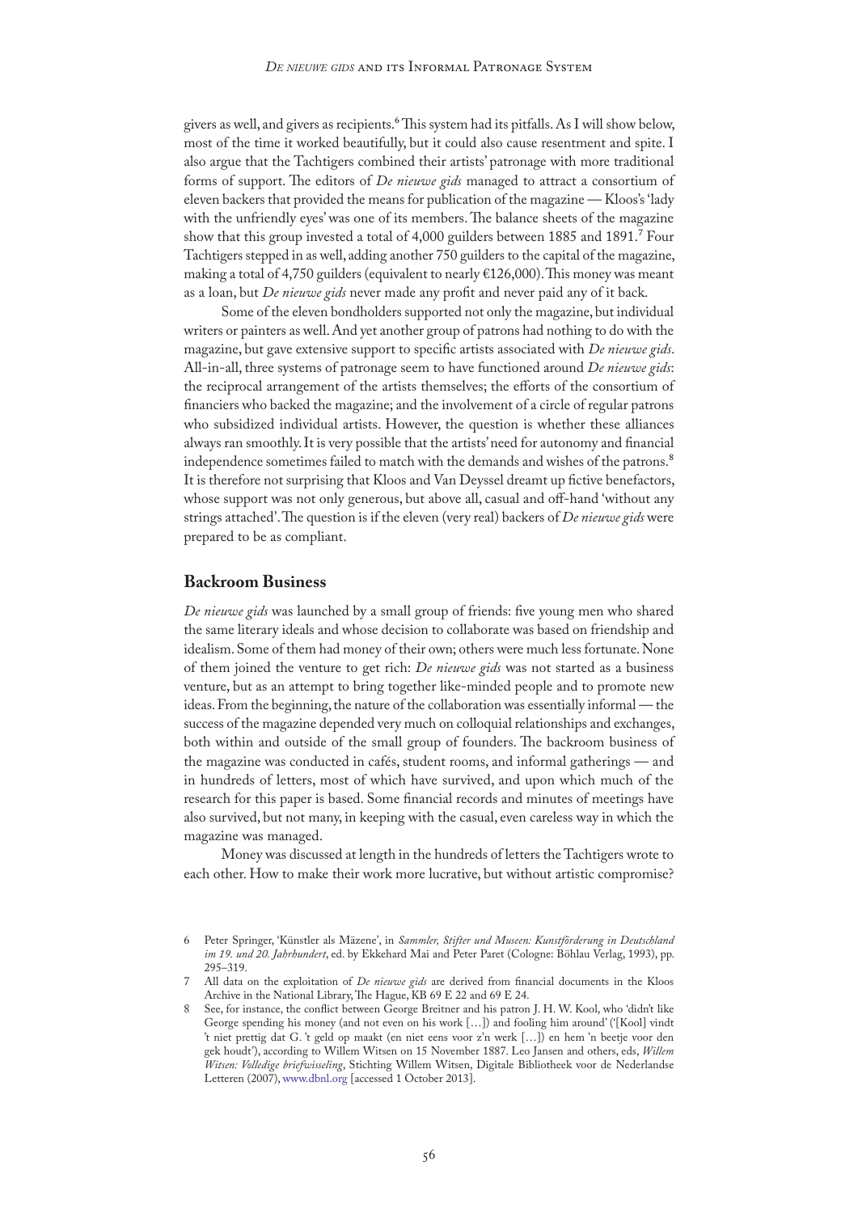givers as well, and givers as recipients.[6] This system had its pitfalls. As I will show below, most of the time it worked beautifully, but it could also cause resentment and spite. I also argue that the Tachtigers combined their artists' patronage with more traditional forms of support. The editors of *De nieuwe gids* managed to attract a consortium of eleven backers that provided the means for publication of the magazine — Kloos's 'lady with the unfriendly eyes' was one of its members. The balance sheets of the magazine show that this group invested a total of 4,000 guilders between 1885 and 1891.[7] Four Tachtigers stepped in as well, adding another 750 guilders to the capital of the magazine, making a total of 4,750 guilders (equivalent to nearly €126,000). This money was meant as a loan, but *De nieuwe gids* never made any profit and never paid any of it back.

Some of the eleven bondholders supported not only the magazine, but individual writers or painters as well. And yet another group of patrons had nothing to do with the magazine, but gave extensive support to specific artists associated with *De nieuwe gids*. All-in-all, three systems of patronage seem to have functioned around *De nieuwe gids*: the reciprocal arrangement of the artists themselves; the efforts of the consortium of financiers who backed the magazine; and the involvement of a circle of regular patrons who subsidized individual artists. However, the question is whether these alliances always ran smoothly. It is very possible that the artists' need for autonomy and financial independence sometimes failed to match with the demands and wishes of the patrons.[8] It is therefore not surprising that Kloos and Van Deyssel dreamt up fictive benefactors, whose support was not only generous, but above all, casual and off-hand 'without any strings attached'. The question is if the eleven (very real) backers of *De nieuwe gids* were prepared to be as compliant.

## Backroom Business

*De nieuwe gids* was launched by a small group of friends: five young men who shared the same literary ideals and whose decision to collaborate was based on friendship and idealism. Some of them had money of their own; others were much less fortunate. None of them joined the venture to get rich: *De nieuwe gids* was not started as a business venture, but as an attempt to bring together like-minded people and to promote new ideas. From the beginning, the nature of the collaboration was essentially informal — the success of the magazine depended very much on colloquial relationships and exchanges, both within and outside of the small group of founders. The backroom business of the magazine was conducted in cafés, student rooms, and informal gatherings — and in hundreds of letters, most of which have survived, and upon which much of the research for this paper is based. Some financial records and minutes of meetings have also survived, but not many, in keeping with the casual, even careless way in which the magazine was managed.

Money was discussed at length in the hundreds of letters the Tachtigers wrote to each other. How to make their work more lucrative, but without artistic compromise?

---

6 Peter Springer, 'Künstler als Mäzene', in *Sammler, Stifter und Museen: Kunstförderung in Deutschland im 19. und 20. Jahrhundert*, ed. by Ekkehard Mai and Peter Paret (Cologne: Böhlau Verlag, 1993), pp. 295–319.

7 All data on the exploitation of *De nieuwe gids* are derived from financial documents in the Kloos Archive in the National Library, The Hague, KB 69 E 22 and 69 E 24.

8 See, for instance, the conflict between George Breitner and his patron J. H. W. Kool, who 'didn't like George spending his money (and not even on his work […]) and fooling him around' ('[Kool] vindt 't niet prettig dat G. 't geld op maakt (en niet eens voor z'n werk […]) en hem 'n beetje voor den gek houdt'), according to Willem Witsen on 15 November 1887. Leo Jansen and others, eds, *Willem Witsen: Volledige briefwisseling*, Stichting Willem Witsen, Digitale Bibliotheek voor de Nederlandse Letteren (2007), www.dbnl.org [accessed 1 October 2013].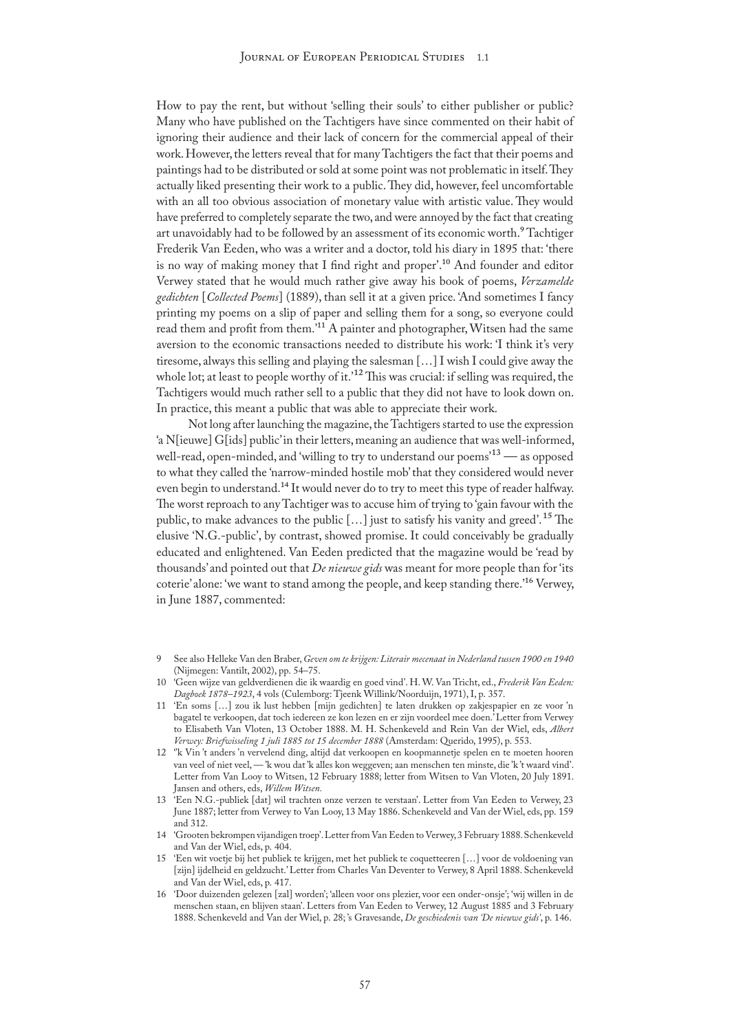How to pay the rent, but without 'selling their souls' to either publisher or public? Many who have published on the Tachtigers have since commented on their habit of ignoring their audience and their lack of concern for the commercial appeal of their work. However, the letters reveal that for many Tachtigers the fact that their poems and paintings had to be distributed or sold at some point was not problematic in itself. They actually liked presenting their work to a public. They did, however, feel uncomfortable with an all too obvious association of monetary value with artistic value. They would have preferred to completely separate the two, and were annoyed by the fact that creating art unavoidably had to be followed by an assessment of its economic worth.[9] Tachtiger Frederik Van Eeden, who was a writer and a doctor, told his diary in 1895 that: 'there is no way of making money that I find right and proper'.[10] And founder and editor Verwey stated that he would much rather give away his book of poems, *Verzamelde gedichten* [*Collected Poems*] (1889), than sell it at a given price. 'And sometimes I fancy printing my poems on a slip of paper and selling them for a song, so everyone could read them and profit from them.'[11] A painter and photographer, Witsen had the same aversion to the economic transactions needed to distribute his work: 'I think it's very tiresome, always this selling and playing the salesman […] I wish I could give away the whole lot; at least to people worthy of it.'[12] This was crucial: if selling was required, the Tachtigers would much rather sell to a public that they did not have to look down on. In practice, this meant a public that was able to appreciate their work.

Not long after launching the magazine, the Tachtigers started to use the expression 'a N[ieuwe] G[ids] public' in their letters, meaning an audience that was well-informed, well-read, open-minded, and 'willing to try to understand our poems'[13] — as opposed to what they called the 'narrow-minded hostile mob' that they considered would never even begin to understand.[14] It would never do to try to meet this type of reader halfway. The worst reproach to any Tachtiger was to accuse him of trying to 'gain favour with the public, to make advances to the public […] just to satisfy his vanity and greed'.[15] The elusive 'N.G.-public', by contrast, showed promise. It could conceivably be gradually educated and enlightened. Van Eeden predicted that the magazine would be 'read by thousands' and pointed out that *De nieuwe gids* was meant for more people than for 'its coterie' alone: 'we want to stand among the people, and keep standing there.'[16] Verwey, in June 1887, commented:

---

9 See also Helleke Van den Braber, *Geven om te krijgen: Literair mecenaat in Nederland tussen 1900 en 1940* (Nijmegen: Vantilt, 2002), pp. 54–75.

10 'Geen wijze van geldverdienen die ik waardig en goed vind'. H. W. Van Tricht, ed., *Frederik Van Eeden: Dagboek 1878–1923*, 4 vols (Culemborg: Tjeenk Willink/Noorduijn, 1971), I, p. 357.

11 'En soms […] zou ik lust hebben [mijn gedichten] te laten drukken op zakjespapier en ze voor 'n bagatel te verkoopen, dat toch iedereen ze kon lezen en er zijn voordeel mee doen.' Letter from Verwey to Elisabeth Van Vloten, 13 October 1888. M. H. Schenkeveld and Rein Van der Wiel, eds, *Albert Verwey: Briefwisseling 1 juli 1885 tot 15 december 1888* (Amsterdam: Querido, 1995), p. 553.

12 ''k Vin 't anders 'n vervelend ding, altijd dat verkoopen en koopmannetje spelen en te moeten hooren van veel of niet veel, — 'k wou dat 'k alles kon weggeven; aan menschen ten minste, die 'k 't waard vind'. Letter from Van Looy to Witsen, 12 February 1888; letter from Witsen to Van Vloten, 20 July 1891. Jansen and others, eds, *Willem Witsen.*

13 'Een N.G.-publiek [dat] wil trachten onze verzen te verstaan'. Letter from Van Eeden to Verwey, 23 June 1887; letter from Verwey to Van Looy, 13 May 1886. Schenkeveld and Van der Wiel, eds, pp. 159 and 312.

14 'Grooten bekrompen vijandigen troep'. Letter from Van Eeden to Verwey, 3 February 1888. Schenkeveld and Van der Wiel, eds, p. 404.

15 'Een wit voetje bij het publiek te krijgen, met het publiek te coquetteeren […] voor de voldoening van [zijn] ijdelheid en geldzucht.' Letter from Charles Van Deventer to Verwey, 8 April 1888. Schenkeveld and Van der Wiel, eds, p. 417.

16 'Door duizenden gelezen [zal] worden'; 'alleen voor ons plezier, voor een onder-onsje'; 'wij willen in de menschen staan, en blijven staan'. Letters from Van Eeden to Verwey, 12 August 1885 and 3 February 1888. Schenkeveld and Van der Wiel, p. 28; 's Gravesande, *De geschiedenis van 'De nieuwe gids'*, p. 146.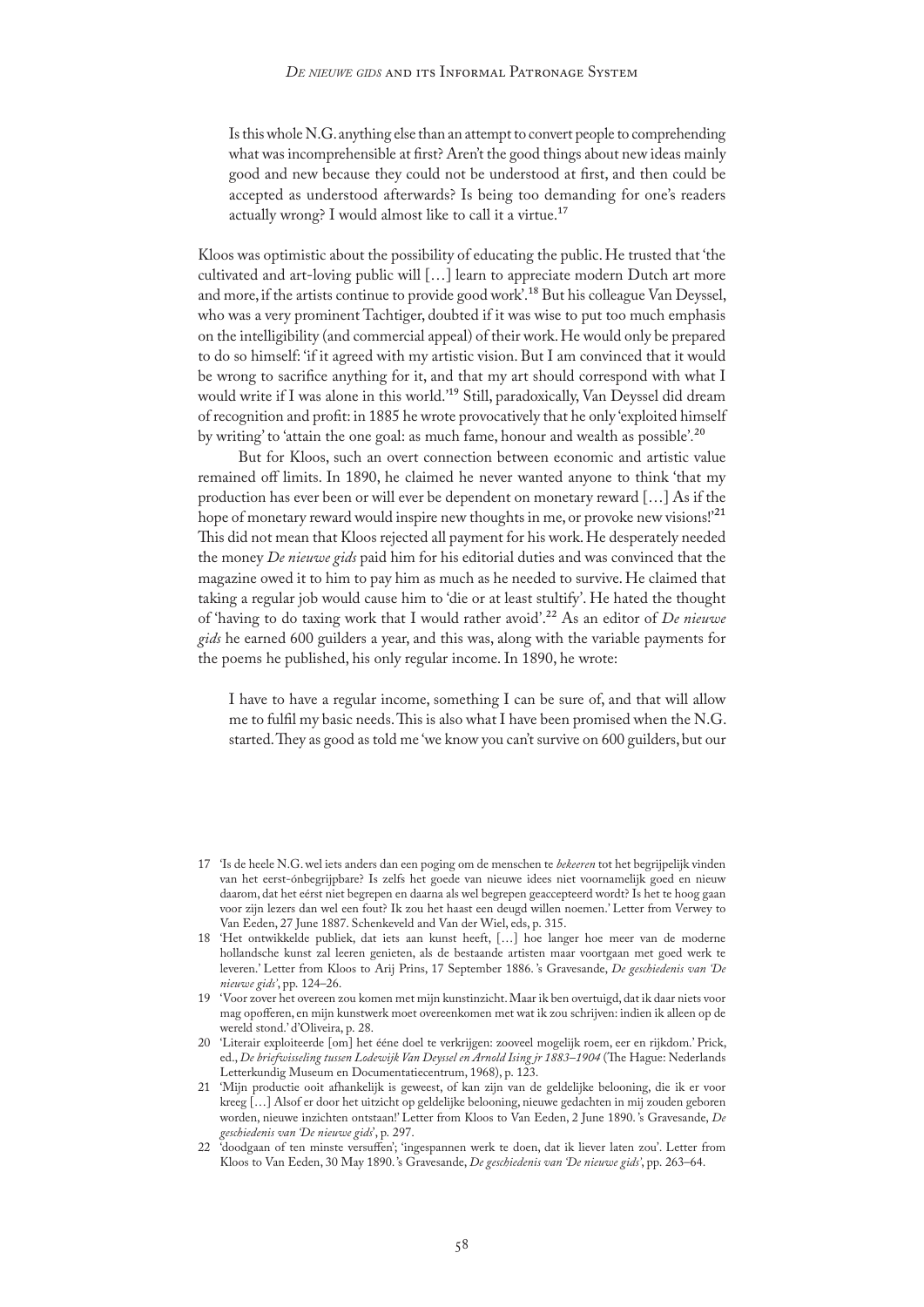> Is this whole N.G. anything else than an attempt to convert people to comprehending what was incomprehensible at first? Aren't the good things about new ideas mainly good and new because they could not be understood at first, and then could be accepted as understood afterwards? Is being too demanding for one's readers actually wrong? I would almost like to call it a virtue.[17]

Kloos was optimistic about the possibility of educating the public. He trusted that 'the cultivated and art-loving public will […] learn to appreciate modern Dutch art more and more, if the artists continue to provide good work'.[18] But his colleague Van Deyssel, who was a very prominent Tachtiger, doubted if it was wise to put too much emphasis on the intelligibility (and commercial appeal) of their work. He would only be prepared to do so himself: 'if it agreed with my artistic vision. But I am convinced that it would be wrong to sacrifice anything for it, and that my art should correspond with what I would write if I was alone in this world.'[19] Still, paradoxically, Van Deyssel did dream of recognition and profit: in 1885 he wrote provocatively that he only 'exploited himself by writing' to 'attain the one goal: as much fame, honour and wealth as possible'.[20]

But for Kloos, such an overt connection between economic and artistic value remained off limits. In 1890, he claimed he never wanted anyone to think 'that my production has ever been or will ever be dependent on monetary reward […] As if the hope of monetary reward would inspire new thoughts in me, or provoke new visions!'[21] This did not mean that Kloos rejected all payment for his work. He desperately needed the money *De nieuwe gids* paid him for his editorial duties and was convinced that the magazine owed it to him to pay him as much as he needed to survive. He claimed that taking a regular job would cause him to 'die or at least stultify'. He hated the thought of 'having to do taxing work that I would rather avoid'.[22] As an editor of *De nieuwe gids* he earned 600 guilders a year, and this was, along with the variable payments for the poems he published, his only regular income. In 1890, he wrote:

> I have to have a regular income, something I can be sure of, and that will allow me to fulfil my basic needs. This is also what I have been promised when the N.G. started. They as good as told me 'we know you can't survive on 600 guilders, but our

---

17 'Is de heele N.G. wel iets anders dan een poging om de menschen te *bekeeren* tot het begrijpelijk vinden van het eerst-ónbegrijpbare? Is zelfs het goede van nieuwe idees niet voornamelijk goed en nieuw daarom, dat het eérst niet begrepen en daarna als wel begrepen geaccepteerd wordt? Is het te hoog gaan voor zijn lezers dan wel een fout? Ik zou het haast een deugd willen noemen.' Letter from Verwey to Van Eeden, 27 June 1887. Schenkeveld and Van der Wiel, eds, p. 315.

18 'Het ontwikkelde publiek, dat iets aan kunst heeft, […] hoe langer hoe meer van de moderne hollandsche kunst zal leeren genieten, als de bestaande artisten maar voortgaan met goed werk te leveren.' Letter from Kloos to Arij Prins, 17 September 1886. 's Gravesande, *De geschiedenis van 'De nieuwe gids'*, pp. 124–26.

19 'Voor zover het overeen zou komen met mijn kunstinzicht. Maar ik ben overtuigd, dat ik daar niets voor mag opofferen, en mijn kunstwerk moet overeenkomen met wat ik zou schrijven: indien ik alleen op de wereld stond.' d'Oliveira, p. 28.

20 'Literair exploiteerde [om] het ééne doel te verkrijgen: zooveel mogelijk roem, eer en rijkdom.' Prick, ed., *De briefwisseling tussen Lodewijk Van Deyssel en Arnold Ising jr 1883–1904* (The Hague: Nederlands Letterkundig Museum en Documentatiecentrum, 1968), p. 123.

21 'Mijn productie ooit afhankelijk is geweest, of kan zijn van de geldelijke belooning, die ik er voor kreeg […] Alsof er door het uitzicht op geldelijke belooning, nieuwe gedachten in mij zouden geboren worden, nieuwe inzichten ontstaan!' Letter from Kloos to Van Eeden, 2 June 1890. 's Gravesande, *De geschiedenis van 'De nieuwe gids'*, p. 297.

22 'doodgaan of ten minste versuffen'; 'ingespannen werk te doen, dat ik liever laten zou'. Letter from Kloos to Van Eeden, 30 May 1890. 's Gravesande, *De geschiedenis van 'De nieuwe gids'*, pp. 263–64.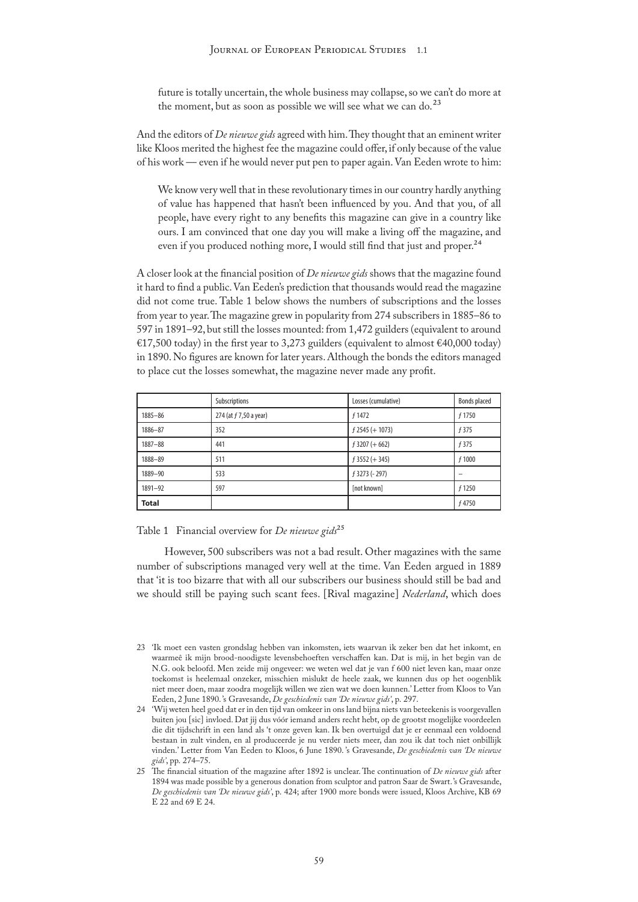future is totally uncertain, the whole business may collapse, so we can't do more at the moment, but as soon as possible we will see what we can do.[23]

And the editors of *De nieuwe gids* agreed with him. They thought that an eminent writer like Kloos merited the highest fee the magazine could offer, if only because of the value of his work — even if he would never put pen to paper again. Van Eeden wrote to him:

> We know very well that in these revolutionary times in our country hardly anything of value has happened that hasn't been influenced by you. And that you, of all people, have every right to any benefits this magazine can give in a country like ours. I am convinced that one day you will make a living off the magazine, and even if you produced nothing more, I would still find that just and proper.[24]

A closer look at the financial position of *De nieuwe gids* shows that the magazine found it hard to find a public. Van Eeden's prediction that thousands would read the magazine did not come true. Table 1 below shows the numbers of subscriptions and the losses from year to year. The magazine grew in popularity from 274 subscribers in 1885–86 to 597 in 1891–92, but still the losses mounted: from 1,472 guilders (equivalent to around €17,500 today) in the first year to 3,273 guilders (equivalent to almost €40,000 today) in 1890. No figures are known for later years. Although the bonds the editors managed to place cut the losses somewhat, the magazine never made any profit.

| | Subscriptions | Losses (cumulative) | Bonds placed |
|---|---|---|---|
| 1885–86 | 274 (at *f* 7,50 a year) | *f* 1472 | *f* 1750 |
| 1886–87 | 352 | *f* 2545 (+ 1073) | *f* 375 |
| 1887–88 | 441 | *f* 3207 (+ 662) | *f* 375 |
| 1888–89 | 511 | *f* 3552 (+ 345) | *f* 1000 |
| 1889–90 | 533 | *f* 3273 (- 297) | – |
| 1891–92 | 597 | [not known] | *f* 1250 |
| **Total** | | | *f* 4750 |

Table 1 Financial overview for *De nieuwe gids*[25]

However, 500 subscribers was not a bad result. Other magazines with the same number of subscriptions managed very well at the time. Van Eeden argued in 1889 that 'it is too bizarre that with all our subscribers our business should still be bad and we should still be paying such scant fees. [Rival magazine] *Nederland*, which does

23 'Ik moet een vasten grondslag hebben van inkomsten, iets waarvan ik zeker ben dat het inkomt, en waarmeê ik mijn brood-noodigste levensbehoeften verschaffen kan. Dat is mij, in het begin van de N.G. ook beloofd. Men zeide mij ongeveer: we weten wel dat je van f 600 niet leven kan, maar onze toekomst is heelemaal onzeker, misschien mislukt de heele zaak, we kunnen dus op het oogenblik niet meer doen, maar zoodra mogelijk willen we zien wat we doen kunnen.' Letter from Kloos to Van Eeden, 2 June 1890. 's Gravesande, *De geschiedenis van 'De nieuwe gids'*, p. 297.

24 'Wij weten heel goed dat er in den tijd van omkeer in ons land bijna niets van beteekenis is voorgevallen buiten jou [sic] invloed. Dat jij dus vóór iemand anders recht hebt, op de grootst mogelijke voordeelen die dit tijdschrift in een land als 't onze geven kan. Ik ben overtuigd dat je er eenmaal een voldoend bestaan in zult vinden, en al produceerde je nu verder niets meer, dan zou ik dat toch niet onbillijk vinden.' Letter from Van Eeden to Kloos, 6 June 1890. 's Gravesande, *De geschiedenis van 'De nieuwe gids'*, pp. 274–75.

25 The financial situation of the magazine after 1892 is unclear. The continuation of *De nieuwe gids* after 1894 was made possible by a generous donation from sculptor and patron Saar de Swart. 's Gravesande, *De geschiedenis van 'De nieuwe gids'*, p. 424; after 1900 more bonds were issued, Kloos Archive, KB 69 E 22 and 69 E 24.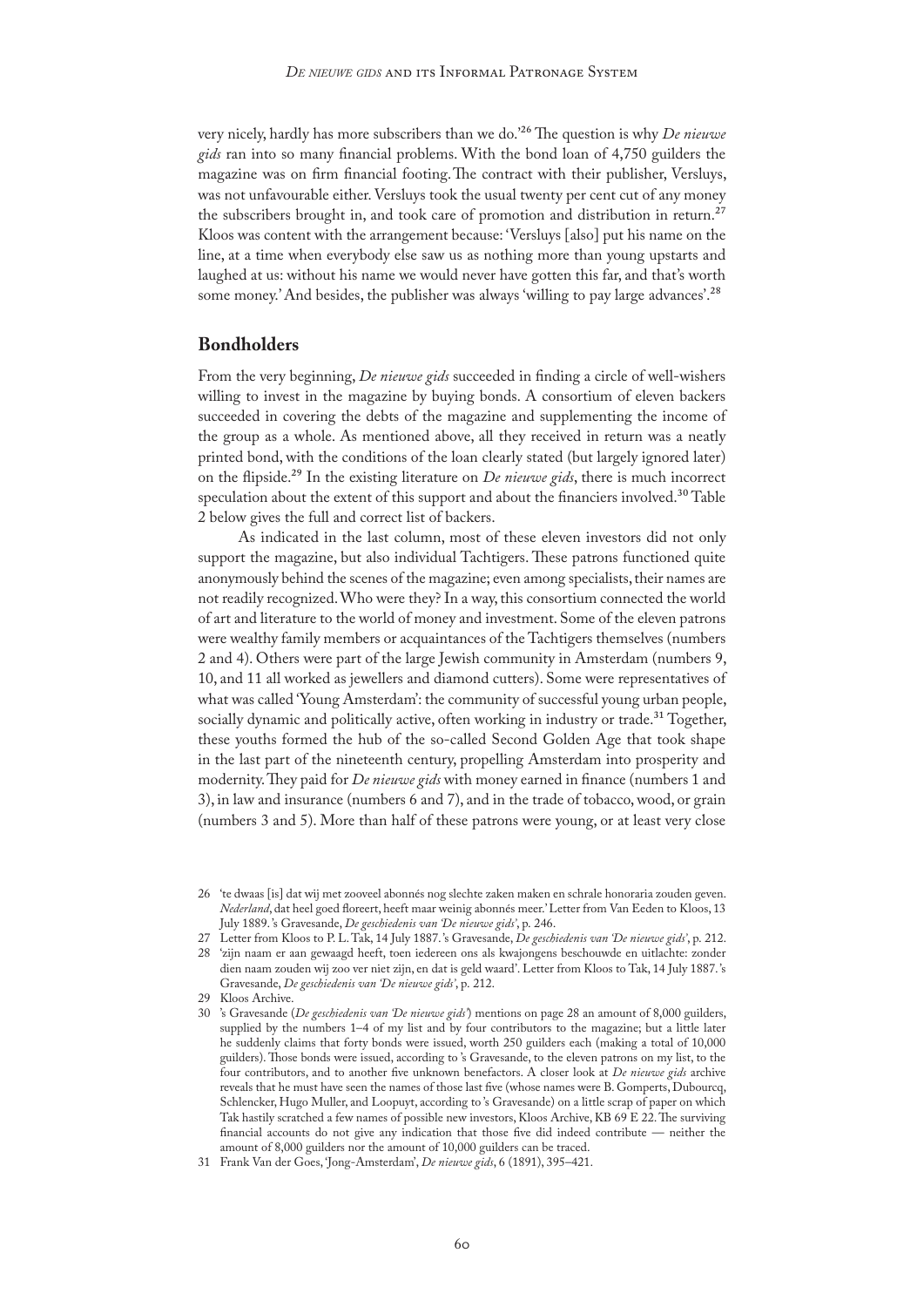very nicely, hardly has more subscribers than we do.'[26] The question is why *De nieuwe gids* ran into so many financial problems. With the bond loan of 4,750 guilders the magazine was on firm financial footing. The contract with their publisher, Versluys, was not unfavourable either. Versluys took the usual twenty per cent cut of any money the subscribers brought in, and took care of promotion and distribution in return.[27] Kloos was content with the arrangement because: 'Versluys [also] put his name on the line, at a time when everybody else saw us as nothing more than young upstarts and laughed at us: without his name we would never have gotten this far, and that's worth some money.' And besides, the publisher was always 'willing to pay large advances'.[28]

## Bondholders

From the very beginning, *De nieuwe gids* succeeded in finding a circle of well-wishers willing to invest in the magazine by buying bonds. A consortium of eleven backers succeeded in covering the debts of the magazine and supplementing the income of the group as a whole. As mentioned above, all they received in return was a neatly printed bond, with the conditions of the loan clearly stated (but largely ignored later) on the flipside.[29] In the existing literature on *De nieuwe gids*, there is much incorrect speculation about the extent of this support and about the financiers involved.[30] Table 2 below gives the full and correct list of backers.

As indicated in the last column, most of these eleven investors did not only support the magazine, but also individual Tachtigers. These patrons functioned quite anonymously behind the scenes of the magazine; even among specialists, their names are not readily recognized. Who were they? In a way, this consortium connected the world of art and literature to the world of money and investment. Some of the eleven patrons were wealthy family members or acquaintances of the Tachtigers themselves (numbers 2 and 4). Others were part of the large Jewish community in Amsterdam (numbers 9, 10, and 11 all worked as jewellers and diamond cutters). Some were representatives of what was called 'Young Amsterdam': the community of successful young urban people, socially dynamic and politically active, often working in industry or trade.[31] Together, these youths formed the hub of the so-called Second Golden Age that took shape in the last part of the nineteenth century, propelling Amsterdam into prosperity and modernity. They paid for *De nieuwe gids* with money earned in finance (numbers 1 and 3), in law and insurance (numbers 6 and 7), and in the trade of tobacco, wood, or grain (numbers 3 and 5). More than half of these patrons were young, or at least very close

---

26 'te dwaas [is] dat wij met zooveel abonnés nog slechte zaken maken en schrale honoraria zouden geven. *Nederland*, dat heel goed floreert, heeft maar weinig abonnés meer.' Letter from Van Eeden to Kloos, 13 July 1889. 's Gravesande, *De geschiedenis van 'De nieuwe gids'*, p. 246.

27 Letter from Kloos to P. L. Tak, 14 July 1887. 's Gravesande, *De geschiedenis van 'De nieuwe gids'*, p. 212.

28 'zijn naam er aan gewaagd heeft, toen iedereen ons als kwajongens beschouwde en uitlachte: zonder dien naam zouden wij zoo ver niet zijn, en dat is geld waard'. Letter from Kloos to Tak, 14 July 1887. 's Gravesande, *De geschiedenis van 'De nieuwe gids'*, p. 212.

29 Kloos Archive.

30 's Gravesande (*De geschiedenis van 'De nieuwe gids'*) mentions on page 28 an amount of 8,000 guilders, supplied by the numbers 1–4 of my list and by four contributors to the magazine; but a little later he suddenly claims that forty bonds were issued, worth 250 guilders each (making a total of 10,000 guilders). Those bonds were issued, according to 's Gravesande, to the eleven patrons on my list, to the four contributors, and to another five unknown benefactors. A closer look at *De nieuwe gids* archive reveals that he must have seen the names of those last five (whose names were B. Gomperts, Dubourcq, Schlencker, Hugo Muller, and Loopuyt, according to 's Gravesande) on a little scrap of paper on which Tak hastily scratched a few names of possible new investors, Kloos Archive, KB 69 E 22. The surviving financial accounts do not give any indication that those five did indeed contribute — neither the amount of 8,000 guilders nor the amount of 10,000 guilders can be traced.

31 Frank Van der Goes, 'Jong-Amsterdam', *De nieuwe gids*, 6 (1891), 395–421.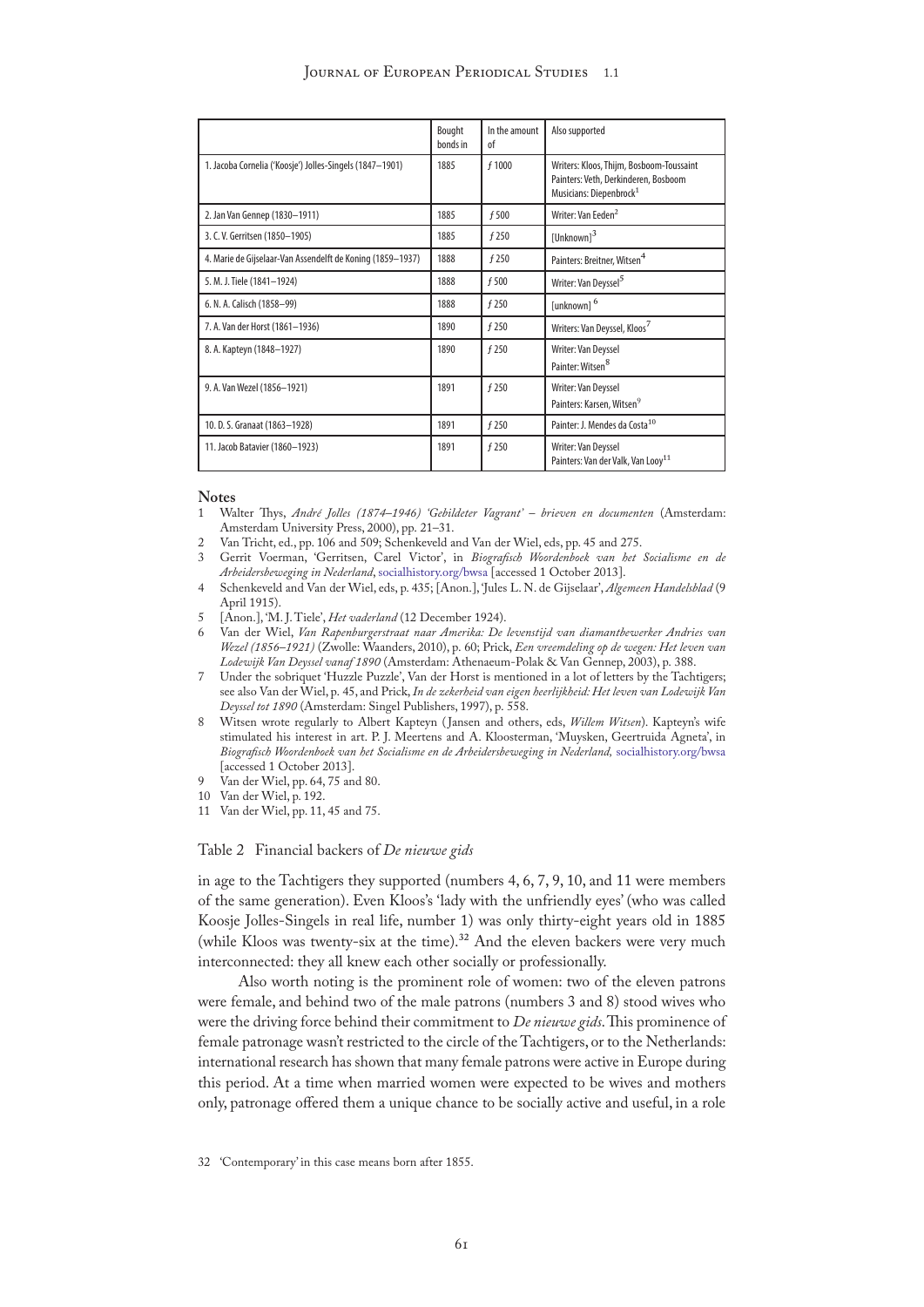| | Bought bonds in | In the amount of | Also supported |
|---|---|---|---|
| 1. Jacoba Cornelia ('Koosje') Jolles-Singels (1847–1901) | 1885 | *f* 1000 | Writers: Kloos, Thijm, Bosboom-Toussaint<br>Painters: Veth, Derkinderen, Bosboom<br>Musicians: Diepenbrock[1] |
| 2. Jan Van Gennep (1830–1911) | 1885 | *f* 500 | Writer: Van Eeden[2] |
| 3. C. V. Gerritsen (1850–1905) | 1885 | *f* 250 | [Unknown][3] |
| 4. Marie de Gijselaar-Van Assendelft de Koning (1859–1937) | 1888 | *f* 250 | Painters: Breitner, Witsen[4] |
| 5. M. J. Tiele (1841–1924) | 1888 | *f* 500 | Writer: Van Deyssel[5] |
| 6. N. A. Calisch (1858–99) | 1888 | *f* 250 | [unknown][6] |
| 7. A. Van der Horst (1861–1936) | 1890 | *f* 250 | Writers: Van Deyssel, Kloos[7] |
| 8. A. Kapteyn (1848–1927) | 1890 | *f* 250 | Writer: Van Deyssel<br>Painter: Witsen[8] |
| 9. A. Van Wezel (1856–1921) | 1891 | *f* 250 | Writer: Van Deyssel<br>Painters: Karsen, Witsen[9] |
| 10. D. S. Granaat (1863–1928) | 1891 | *f* 250 | Painter: J. Mendes da Costa[10] |
| 11. Jacob Batavier (1860–1923) | 1891 | *f* 250 | Writer: Van Deyssel<br>Painters: Van der Valk, Van Looy[11] |

**Notes**

1 Walter Thys, *André Jolles (1874–1946) 'Gebildeter Vagrant' – brieven en documenten* (Amsterdam: Amsterdam University Press, 2000), pp. 21–31.
2 Van Tricht, ed., pp. 106 and 509; Schenkeveld and Van der Wiel, eds, pp. 45 and 275.
3 Gerrit Voerman, 'Gerritsen, Carel Victor', in *Biografisch Woordenboek van het Socialisme en de Arbeidersbeweging in Nederland*, socialhistory.org/bwsa [accessed 1 October 2013].
4 Schenkeveld and Van der Wiel, eds, p. 435; [Anon.], 'Jules L. N. de Gijselaar', *Algemeen Handelsblad* (9 April 1915).
5 [Anon.], 'M. J. Tiele', *Het vaderland* (12 December 1924).
6 Van der Wiel, *Van Rapenburgerstraat naar Amerika: De levenstijd van diamantbewerker Andries van Wezel (1856–1921)* (Zwolle: Waanders, 2010), p. 60; Prick, *Een vreemdeling op de wegen: Het leven van Lodewijk Van Deyssel vanaf 1890* (Amsterdam: Athenaeum-Polak & Van Gennep, 2003), p. 388.
7 Under the sobriquet 'Huzzle Puzzle', Van der Horst is mentioned in a lot of letters by the Tachtigers; see also Van der Wiel, p. 45, and Prick, *In de zekerheid van eigen heerlijkheid: Het leven van Lodewijk Van Deyssel tot 1890* (Amsterdam: Singel Publishers, 1997), p. 558.
8 Witsen wrote regularly to Albert Kapteyn (Jansen and others, eds, *Willem Witsen*). Kapteyn's wife stimulated his interest in art. P. J. Meertens and A. Kloosterman, 'Muysken, Geertruida Agneta', in *Biografisch Woordenboek van het Socialisme en de Arbeidersbeweging in Nederland,* socialhistory.org/bwsa [accessed 1 October 2013].
9 Van der Wiel, pp. 64, 75 and 80.
10 Van der Wiel, p. 192.
11 Van der Wiel, pp. 11, 45 and 75.

Table 2 Financial backers of *De nieuwe gids*

in age to the Tachtigers they supported (numbers 4, 6, 7, 9, 10, and 11 were members of the same generation). Even Kloos's 'lady with the unfriendly eyes' (who was called Koosje Jolles-Singels in real life, number 1) was only thirty-eight years old in 1885 (while Kloos was twenty-six at the time).[32] And the eleven backers were very much interconnected: they all knew each other socially or professionally.

Also worth noting is the prominent role of women: two of the eleven patrons were female, and behind two of the male patrons (numbers 3 and 8) stood wives who were the driving force behind their commitment to *De nieuwe gids*. This prominence of female patronage wasn't restricted to the circle of the Tachtigers, or to the Netherlands: international research has shown that many female patrons were active in Europe during this period. At a time when married women were expected to be wives and mothers only, patronage offered them a unique chance to be socially active and useful, in a role

32 'Contemporary' in this case means born after 1855.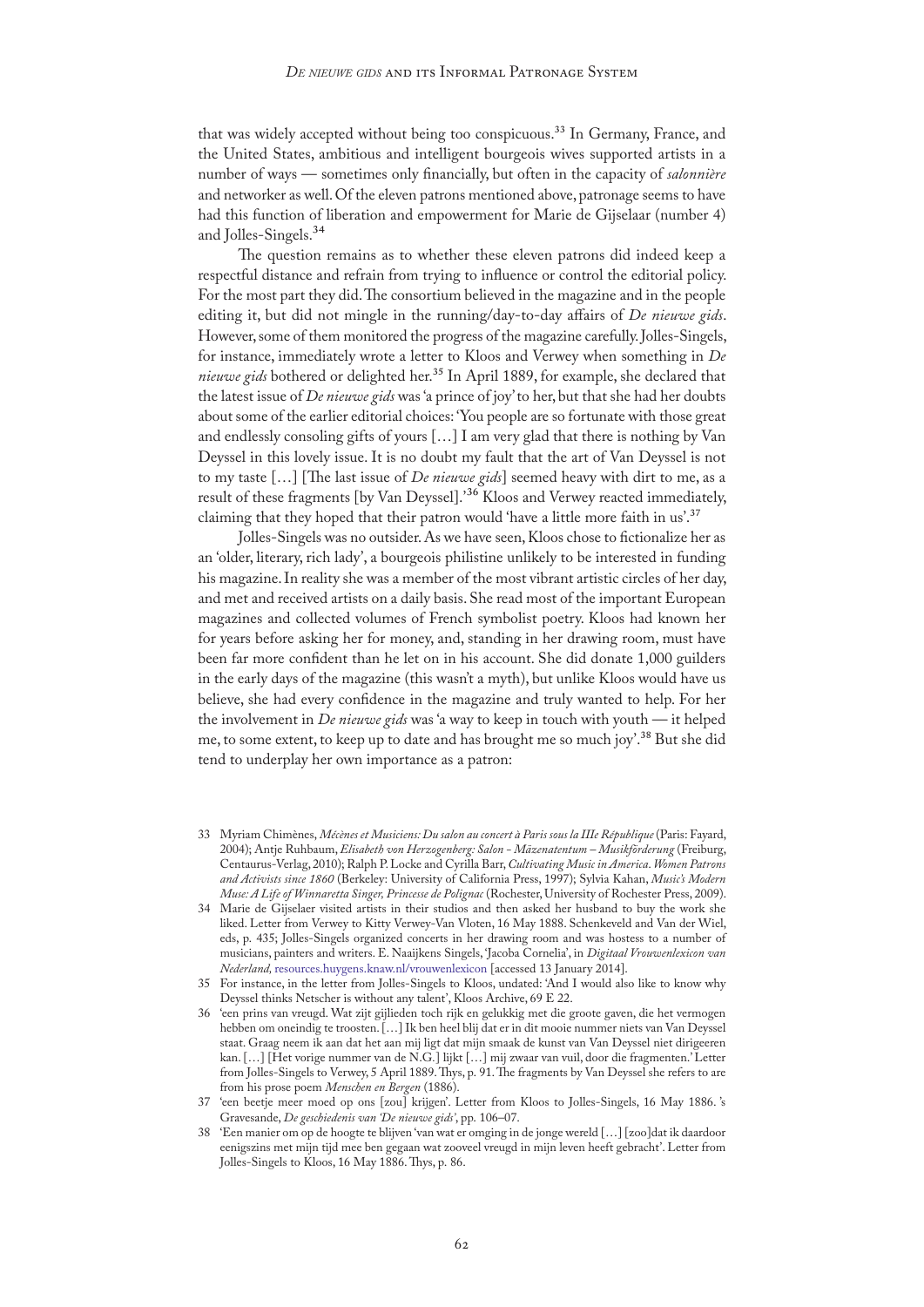that was widely accepted without being too conspicuous.[33] In Germany, France, and the United States, ambitious and intelligent bourgeois wives supported artists in a number of ways — sometimes only financially, but often in the capacity of *salonnière* and networker as well. Of the eleven patrons mentioned above, patronage seems to have had this function of liberation and empowerment for Marie de Gijselaar (number 4) and Jolles-Singels.[34]

The question remains as to whether these eleven patrons did indeed keep a respectful distance and refrain from trying to influence or control the editorial policy. For the most part they did. The consortium believed in the magazine and in the people editing it, but did not mingle in the running/day-to-day affairs of *De nieuwe gids*. However, some of them monitored the progress of the magazine carefully. Jolles-Singels, for instance, immediately wrote a letter to Kloos and Verwey when something in *De nieuwe gids* bothered or delighted her.[35] In April 1889, for example, she declared that the latest issue of *De nieuwe gids* was 'a prince of joy' to her, but that she had her doubts about some of the earlier editorial choices: 'You people are so fortunate with those great and endlessly consoling gifts of yours […] I am very glad that there is nothing by Van Deyssel in this lovely issue. It is no doubt my fault that the art of Van Deyssel is not to my taste […] [The last issue of *De nieuwe gids*] seemed heavy with dirt to me, as a result of these fragments [by Van Deyssel].'[36] Kloos and Verwey reacted immediately, claiming that they hoped that their patron would 'have a little more faith in us'.[37]

Jolles-Singels was no outsider. As we have seen, Kloos chose to fictionalize her as an 'older, literary, rich lady', a bourgeois philistine unlikely to be interested in funding his magazine. In reality she was a member of the most vibrant artistic circles of her day, and met and received artists on a daily basis. She read most of the important European magazines and collected volumes of French symbolist poetry. Kloos had known her for years before asking her for money, and, standing in her drawing room, must have been far more confident than he let on in his account. She did donate 1,000 guilders in the early days of the magazine (this wasn't a myth), but unlike Kloos would have us believe, she had every confidence in the magazine and truly wanted to help. For her the involvement in *De nieuwe gids* was 'a way to keep in touch with youth — it helped me, to some extent, to keep up to date and has brought me so much joy'.[38] But she did tend to underplay her own importance as a patron:

33 Myriam Chimènes, *Mécènes et Musiciens: Du salon au concert à Paris sous la IIIe République* (Paris: Fayard, 2004); Antje Ruhbaum, *Elisabeth von Herzogenberg: Salon - Mäzenatentum – Musikförderung* (Freiburg, Centaurus-Verlag, 2010); Ralph P. Locke and Cyrilla Barr, *Cultivating Music in America. Women Patrons and Activists since 1860* (Berkeley: University of California Press, 1997); Sylvia Kahan, *Music's Modern Muse: A Life of Winnaretta Singer, Princesse de Polignac* (Rochester, University of Rochester Press, 2009).

34 Marie de Gijselaer visited artists in their studios and then asked her husband to buy the work she liked. Letter from Verwey to Kitty Verwey-Van Vloten, 16 May 1888. Schenkeveld and Van der Wiel, eds, p. 435; Jolles-Singels organized concerts in her drawing room and was hostess to a number of musicians, painters and writers. E. Naaijkens Singels, 'Jacoba Cornelia', in *Digitaal Vrouwenlexicon van Nederland,* resources.huygens.knaw.nl/vrouwenlexicon [accessed 13 January 2014].

35 For instance, in the letter from Jolles-Singels to Kloos, undated: 'And I would also like to know why Deyssel thinks Netscher is without any talent', Kloos Archive, 69 E 22.

36 'een prins van vreugd. Wat zijt gijlieden toch rijk en gelukkig met die groote gaven, die het vermogen hebben om oneindig te troosten. […] Ik ben heel blij dat er in dit mooie nummer niets van Van Deyssel staat. Graag neem ik aan dat het aan mij ligt dat mijn smaak de kunst van Van Deyssel niet dirigeeren kan. […] [Het vorige nummer van de N.G.] lijkt […] mij zwaar van vuil, door die fragmenten.' Letter from Jolles-Singels to Verwey, 5 April 1889. Thys, p. 91. The fragments by Van Deyssel she refers to are from his prose poem *Menschen en Bergen* (1886).

37 'een beetje meer moed op ons [zou] krijgen'. Letter from Kloos to Jolles-Singels, 16 May 1886. 's Gravesande, *De geschiedenis van 'De nieuwe gids'*, pp. 106–07.

38 'Een manier om op de hoogte te blijven 'van wat er omging in de jonge wereld […] [zoo]dat ik daardoor eenigszins met mijn tijd mee ben gegaan wat zooveel vreugd in mijn leven heeft gebracht'. Letter from Jolles-Singels to Kloos, 16 May 1886. Thys, p. 86.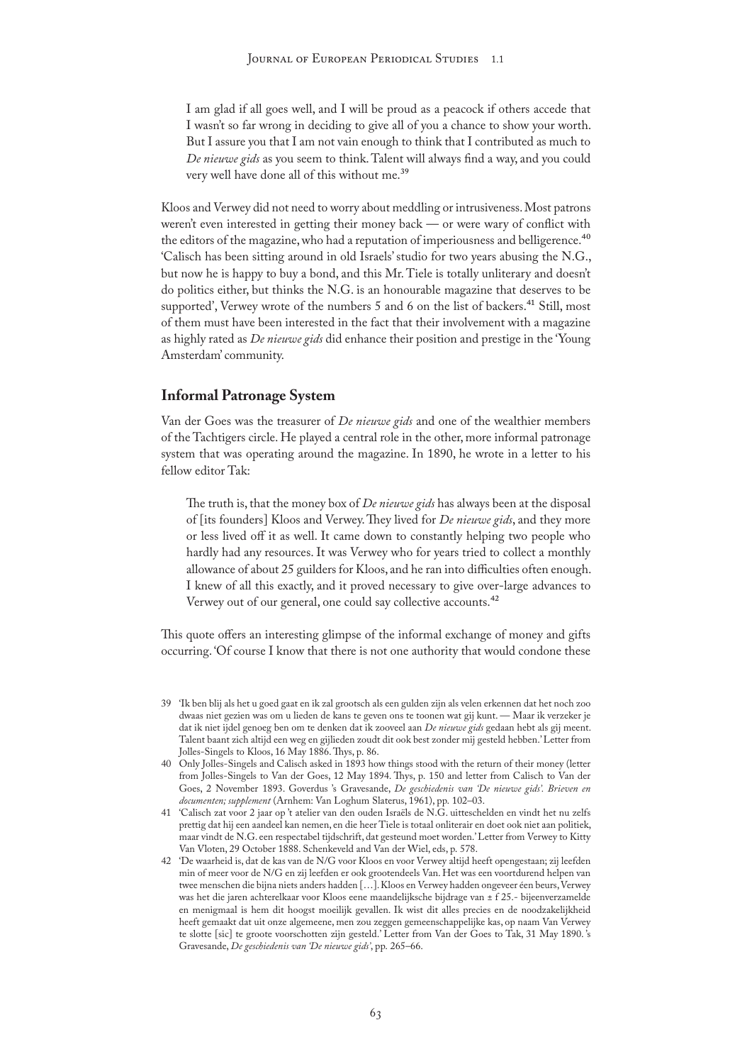> I am glad if all goes well, and I will be proud as a peacock if others accede that I wasn't so far wrong in deciding to give all of you a chance to show your worth. But I assure you that I am not vain enough to think that I contributed as much to *De nieuwe gids* as you seem to think. Talent will always find a way, and you could very well have done all of this without me.[39]

Kloos and Verwey did not need to worry about meddling or intrusiveness. Most patrons weren't even interested in getting their money back — or were wary of conflict with the editors of the magazine, who had a reputation of imperiousness and belligerence.[40] 'Calisch has been sitting around in old Israels' studio for two years abusing the N.G., but now he is happy to buy a bond, and this Mr. Tiele is totally unliterary and doesn't do politics either, but thinks the N.G. is an honourable magazine that deserves to be supported', Verwey wrote of the numbers 5 and 6 on the list of backers.[41] Still, most of them must have been interested in the fact that their involvement with a magazine as highly rated as *De nieuwe gids* did enhance their position and prestige in the 'Young Amsterdam' community.

## Informal Patronage System

Van der Goes was the treasurer of *De nieuwe gids* and one of the wealthier members of the Tachtigers circle. He played a central role in the other, more informal patronage system that was operating around the magazine. In 1890, he wrote in a letter to his fellow editor Tak:

> The truth is, that the money box of *De nieuwe gids* has always been at the disposal of [its founders] Kloos and Verwey. They lived for *De nieuwe gids*, and they more or less lived off it as well. It came down to constantly helping two people who hardly had any resources. It was Verwey who for years tried to collect a monthly allowance of about 25 guilders for Kloos, and he ran into difficulties often enough. I knew of all this exactly, and it proved necessary to give over-large advances to Verwey out of our general, one could say collective accounts.[42]

This quote offers an interesting glimpse of the informal exchange of money and gifts occurring. 'Of course I know that there is not one authority that would condone these

39 'Ik ben blij als het u goed gaat en ik zal grootsch als een gulden zijn als velen erkennen dat het noch zoo dwaas niet gezien was om u lieden de kans te geven ons te toonen wat gij kunt. — Maar ik verzeker je dat ik niet ijdel genoeg ben om te denken dat ik zooveel aan *De nieuwe gids* gedaan hebt als gij meent. Talent baant zich altijd een weg en gijlieden zoudt dit ook best zonder mij gesteld hebben.' Letter from Jolles-Singels to Kloos, 16 May 1886. Thys, p. 86.

40 Only Jolles-Singels and Calisch asked in 1893 how things stood with the return of their money (letter from Jolles-Singels to Van der Goes, 12 May 1894. Thys, p. 150 and letter from Calisch to Van der Goes, 2 November 1893. Goverdus 's Gravesande, *De geschiedenis van 'De nieuwe gids'. Brieven en documenten; supplement* (Arnhem: Van Loghum Slaterus, 1961), pp. 102–03.

41 'Calisch zat voor 2 jaar op 't atelier van den ouden Israëls de N.G. uittescheIden en vindt het nu zelfs prettig dat hij een aandeel kan nemen, en die heer Tiele is totaal onliterair en doet ook niet aan politiek, maar vindt de N.G. een respectabel tijdschrift, dat gesteund moet worden.' Letter from Verwey to Kitty Van Vloten, 29 October 1888. Schenkeveld and Van der Wiel, eds, p. 578.

42 'De waarheid is, dat de kas van de N/G voor Kloos en voor Verwey altijd heeft opengestaan; zij leefden min of meer voor de N/G en zij leefden er ook grootendeels Van. Het was een voortdurend helpen van twee menschen die bijna niets anders hadden [...]. Kloos en Verwey hadden ongeveer één beurs, Verwey was het die jaren achterelkaar voor Kloos eene maandelijksche bijdrage van ± f 25.- bijeenverzamelde en menigmaal is hem dit hoogst moeilijk gevallen. Ik wist dit alles precies en de noodzakelijkheid heeft gemaakt dat uit onze algemeene, men zou zeggen gemeenschappelijke kas, op naam Van Verwey te slotte [sic] te groote voorschotten zijn gesteld.' Letter from Van der Goes to Tak, 31 May 1890. 's Gravesande, *De geschiedenis van 'De nieuwe gids'*, pp. 265–66.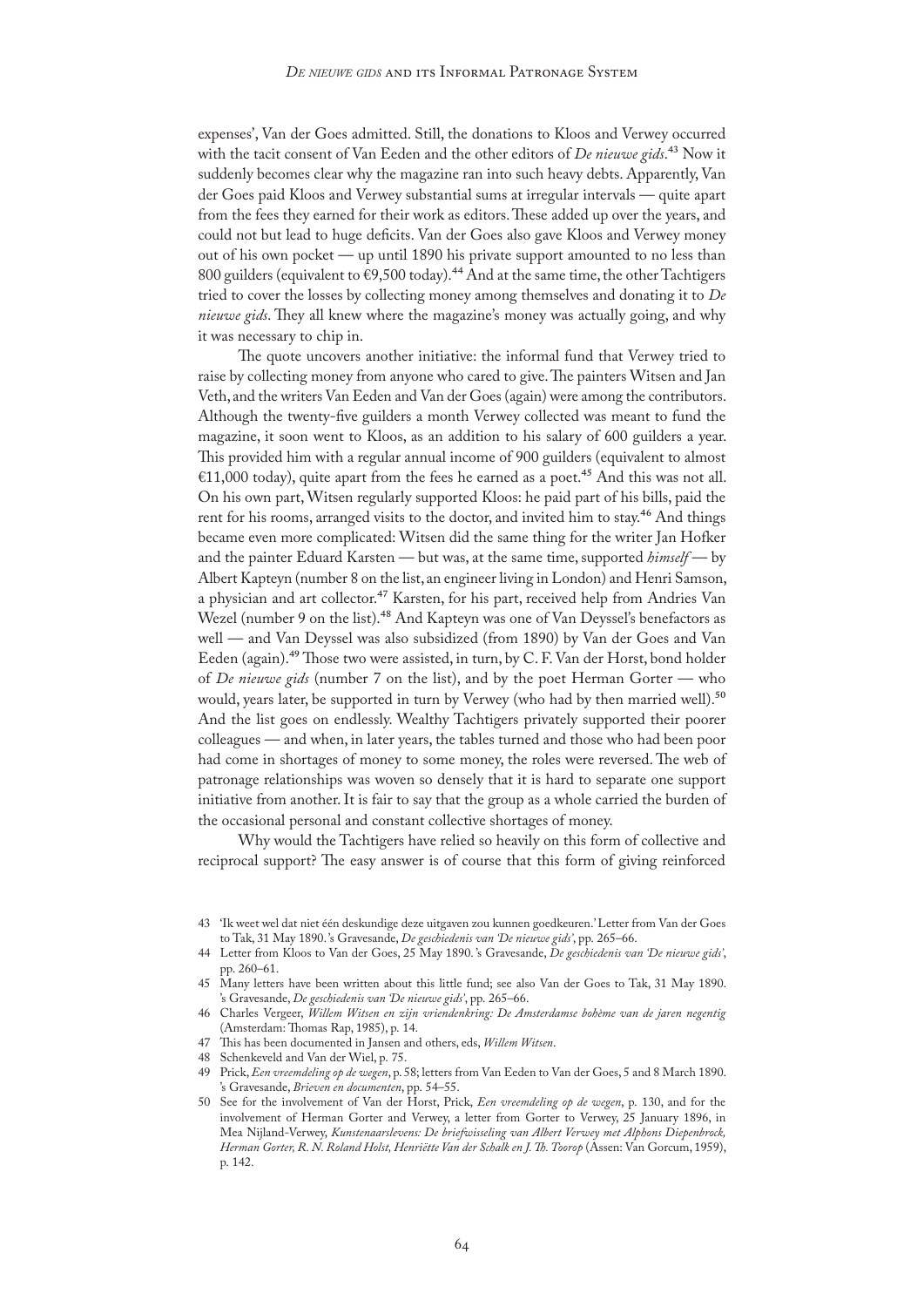expenses', Van der Goes admitted. Still, the donations to Kloos and Verwey occurred with the tacit consent of Van Eeden and the other editors of *De nieuwe gids*.[43] Now it suddenly becomes clear why the magazine ran into such heavy debts. Apparently, Van der Goes paid Kloos and Verwey substantial sums at irregular intervals — quite apart from the fees they earned for their work as editors. These added up over the years, and could not but lead to huge deficits. Van der Goes also gave Kloos and Verwey money out of his own pocket — up until 1890 his private support amounted to no less than 800 guilders (equivalent to €9,500 today).[44] And at the same time, the other Tachtigers tried to cover the losses by collecting money among themselves and donating it to *De nieuwe gids*. They all knew where the magazine's money was actually going, and why it was necessary to chip in.

The quote uncovers another initiative: the informal fund that Verwey tried to raise by collecting money from anyone who cared to give. The painters Witsen and Jan Veth, and the writers Van Eeden and Van der Goes (again) were among the contributors. Although the twenty-five guilders a month Verwey collected was meant to fund the magazine, it soon went to Kloos, as an addition to his salary of 600 guilders a year. This provided him with a regular annual income of 900 guilders (equivalent to almost €11,000 today), quite apart from the fees he earned as a poet.[45] And this was not all. On his own part, Witsen regularly supported Kloos: he paid part of his bills, paid the rent for his rooms, arranged visits to the doctor, and invited him to stay.[46] And things became even more complicated: Witsen did the same thing for the writer Jan Hofker and the painter Eduard Karsten — but was, at the same time, supported *himself* — by Albert Kapteyn (number 8 on the list, an engineer living in London) and Henri Samson, a physician and art collector.[47] Karsten, for his part, received help from Andries Van Wezel (number 9 on the list).[48] And Kapteyn was one of Van Deyssel's benefactors as well — and Van Deyssel was also subsidized (from 1890) by Van der Goes and Van Eeden (again).[49] Those two were assisted, in turn, by C. F. Van der Horst, bond holder of *De nieuwe gids* (number 7 on the list), and by the poet Herman Gorter — who would, years later, be supported in turn by Verwey (who had by then married well).[50] And the list goes on endlessly. Wealthy Tachtigers privately supported their poorer colleagues — and when, in later years, the tables turned and those who had been poor had come in shortages of money to some money, the roles were reversed. The web of patronage relationships was woven so densely that it is hard to separate one support initiative from another. It is fair to say that the group as a whole carried the burden of the occasional personal and constant collective shortages of money.

Why would the Tachtigers have relied so heavily on this form of collective and reciprocal support? The easy answer is of course that this form of giving reinforced

---

43 'Ik weet wel dat niet één deskundige deze uitgaven zou kunnen goedkeuren.' Letter from Van der Goes to Tak, 31 May 1890. 's Gravesande, *De geschiedenis van 'De nieuwe gids'*, pp. 265–66.

44 Letter from Kloos to Van der Goes, 25 May 1890. 's Gravesande, *De geschiedenis van 'De nieuwe gids'*, pp. 260–61.

45 Many letters have been written about this little fund; see also Van der Goes to Tak, 31 May 1890. 's Gravesande, *De geschiedenis van 'De nieuwe gids'*, pp. 265–66.

46 Charles Vergeer, *Willem Witsen en zijn vriendenkring: De Amsterdamse bohème van de jaren negentig* (Amsterdam: Thomas Rap, 1985), p. 14.

47 This has been documented in Jansen and others, eds, *Willem Witsen*.

48 Schenkeveld and Van der Wiel, p. 75.

49 Prick, *Een vreemdeling op de wegen*, p. 58; letters from Van Eeden to Van der Goes, 5 and 8 March 1890. 's Gravesande, *Brieven en documenten*, pp. 54–55.

50 See for the involvement of Van der Horst, Prick, *Een vreemdeling op de wegen*, p. 130, and for the involvement of Herman Gorter and Verwey, a letter from Gorter to Verwey, 25 January 1896, in Mea Nijland-Verwey, *Kunstenaarslevens: De briefwisseling van Albert Verwey met Alphons Diepenbrock, Herman Gorter, R. N. Roland Holst, Henriëtte Van der Schalk en J. Th. Toorop* (Assen: Van Gorcum, 1959), p. 142.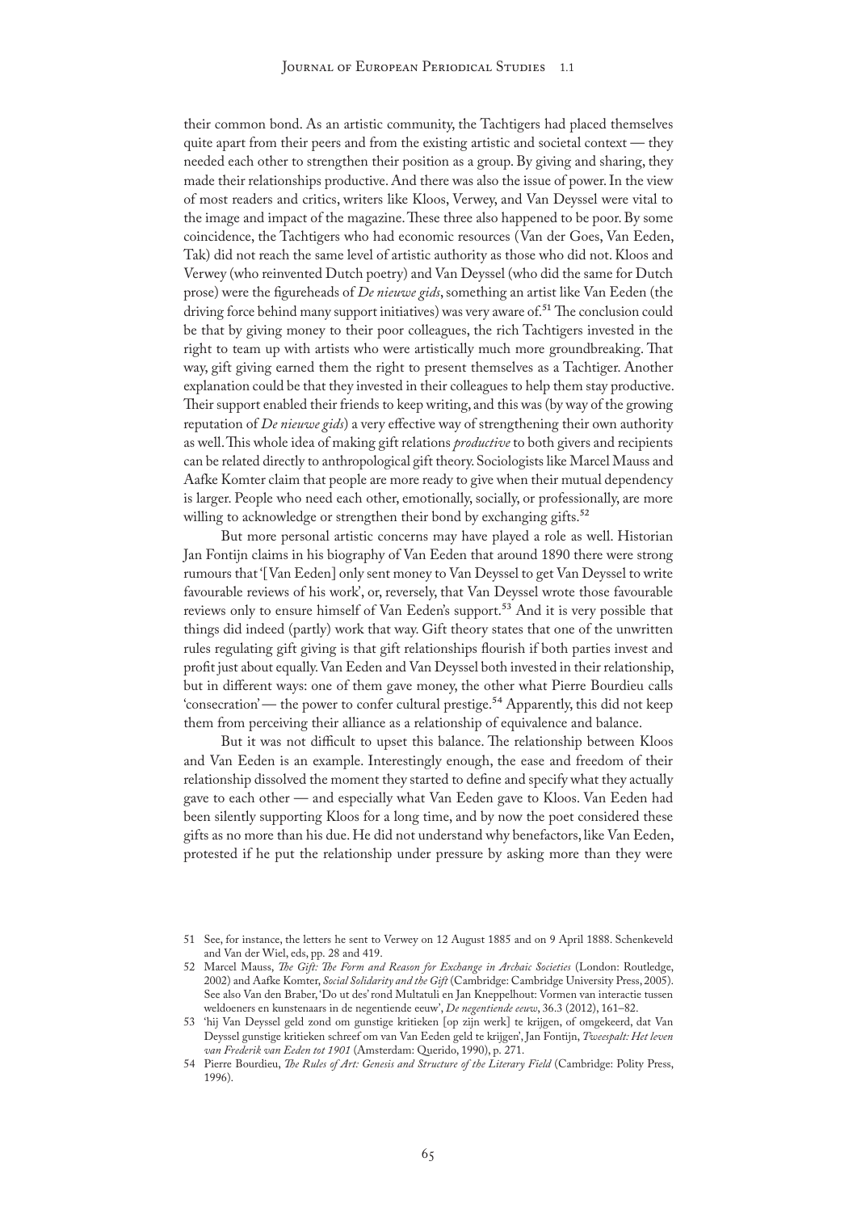their common bond. As an artistic community, the Tachtigers had placed themselves quite apart from their peers and from the existing artistic and societal context — they needed each other to strengthen their position as a group. By giving and sharing, they made their relationships productive. And there was also the issue of power. In the view of most readers and critics, writers like Kloos, Verwey, and Van Deyssel were vital to the image and impact of the magazine. These three also happened to be poor. By some coincidence, the Tachtigers who had economic resources (Van der Goes, Van Eeden, Tak) did not reach the same level of artistic authority as those who did not. Kloos and Verwey (who reinvented Dutch poetry) and Van Deyssel (who did the same for Dutch prose) were the figureheads of *De nieuwe gids*, something an artist like Van Eeden (the driving force behind many support initiatives) was very aware of.[51] The conclusion could be that by giving money to their poor colleagues, the rich Tachtigers invested in the right to team up with artists who were artistically much more groundbreaking. That way, gift giving earned them the right to present themselves as a Tachtiger. Another explanation could be that they invested in their colleagues to help them stay productive. Their support enabled their friends to keep writing, and this was (by way of the growing reputation of *De nieuwe gids*) a very effective way of strengthening their own authority as well. This whole idea of making gift relations *productive* to both givers and recipients can be related directly to anthropological gift theory. Sociologists like Marcel Mauss and Aafke Komter claim that people are more ready to give when their mutual dependency is larger. People who need each other, emotionally, socially, or professionally, are more willing to acknowledge or strengthen their bond by exchanging gifts.[52]

But more personal artistic concerns may have played a role as well. Historian Jan Fontijn claims in his biography of Van Eeden that around 1890 there were strong rumours that '[Van Eeden] only sent money to Van Deyssel to get Van Deyssel to write favourable reviews of his work', or, reversely, that Van Deyssel wrote those favourable reviews only to ensure himself of Van Eeden's support.[53] And it is very possible that things did indeed (partly) work that way. Gift theory states that one of the unwritten rules regulating gift giving is that gift relationships flourish if both parties invest and profit just about equally. Van Eeden and Van Deyssel both invested in their relationship, but in different ways: one of them gave money, the other what Pierre Bourdieu calls 'consecration' — the power to confer cultural prestige.[54] Apparently, this did not keep them from perceiving their alliance as a relationship of equivalence and balance.

But it was not difficult to upset this balance. The relationship between Kloos and Van Eeden is an example. Interestingly enough, the ease and freedom of their relationship dissolved the moment they started to define and specify what they actually gave to each other — and especially what Van Eeden gave to Kloos. Van Eeden had been silently supporting Kloos for a long time, and by now the poet considered these gifts as no more than his due. He did not understand why benefactors, like Van Eeden, protested if he put the relationship under pressure by asking more than they were

---

51 See, for instance, the letters he sent to Verwey on 12 August 1885 and on 9 April 1888. Schenkeveld and Van der Wiel, eds, pp. 28 and 419.

52 Marcel Mauss, *The Gift: The Form and Reason for Exchange in Archaic Societies* (London: Routledge, 2002) and Aafke Komter, *Social Solidarity and the Gift* (Cambridge: Cambridge University Press, 2005). See also Van den Braber, 'Do ut des' rond Multatuli en Jan Kneppelhout: Vormen van interactie tussen weldoeners en kunstenaars in de negentiende eeuw', *De negentiende eeuw*, 36.3 (2012), 161–82.

53 'hij Van Deyssel geld zond om gunstige kritieken [op zijn werk] te krijgen, of omgekeerd, dat Van Deyssel gunstige kritieken schreef om van Van Eeden geld te krijgen', Jan Fontijn, *Tweespalt: Het leven van Frederik van Eeden tot 1901* (Amsterdam: Querido, 1990), p. 271.

54 Pierre Bourdieu, *The Rules of Art: Genesis and Structure of the Literary Field* (Cambridge: Polity Press, 1996).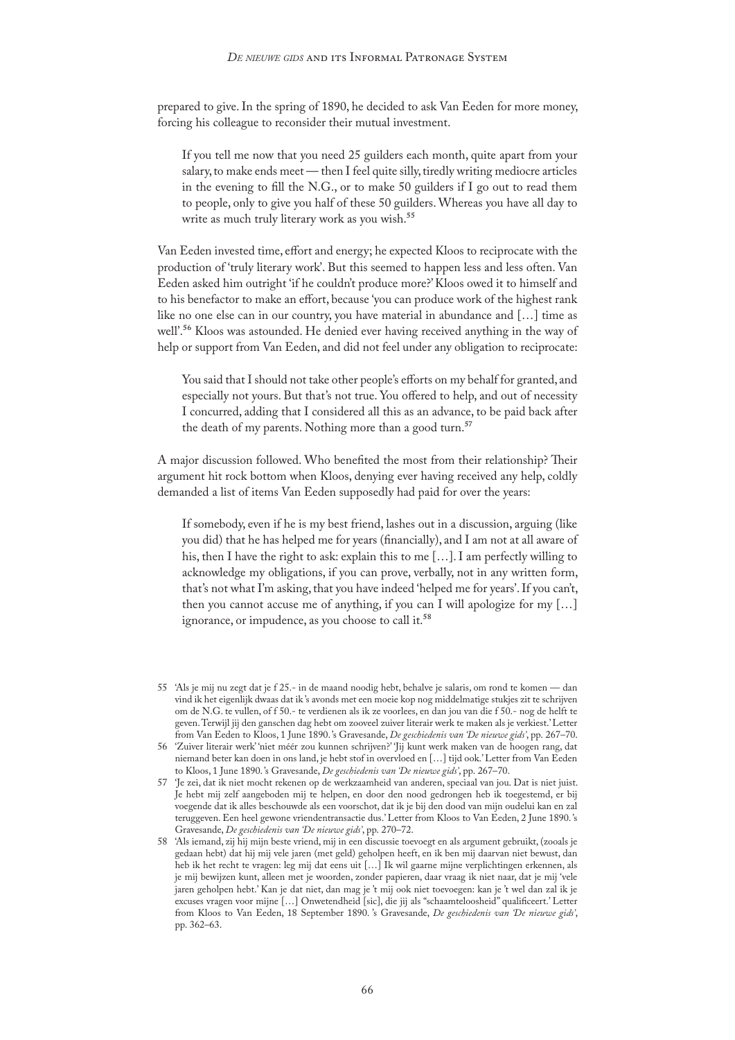prepared to give. In the spring of 1890, he decided to ask Van Eeden for more money, forcing his colleague to reconsider their mutual investment.

> If you tell me now that you need 25 guilders each month, quite apart from your salary, to make ends meet — then I feel quite silly, tiredly writing mediocre articles in the evening to fill the N.G., or to make 50 guilders if I go out to read them to people, only to give you half of these 50 guilders. Whereas you have all day to write as much truly literary work as you wish.[55]

Van Eeden invested time, effort and energy; he expected Kloos to reciprocate with the production of 'truly literary work'. But this seemed to happen less and less often. Van Eeden asked him outright 'if he couldn't produce more?' Kloos owed it to himself and to his benefactor to make an effort, because 'you can produce work of the highest rank like no one else can in our country, you have material in abundance and […] time as well'.[56] Kloos was astounded. He denied ever having received anything in the way of help or support from Van Eeden, and did not feel under any obligation to reciprocate:

> You said that I should not take other people's efforts on my behalf for granted, and especially not yours. But that's not true. You offered to help, and out of necessity I concurred, adding that I considered all this as an advance, to be paid back after the death of my parents. Nothing more than a good turn.[57]

A major discussion followed. Who benefited the most from their relationship? Their argument hit rock bottom when Kloos, denying ever having received any help, coldly demanded a list of items Van Eeden supposedly had paid for over the years:

> If somebody, even if he is my best friend, lashes out in a discussion, arguing (like you did) that he has helped me for years (financially), and I am not at all aware of his, then I have the right to ask: explain this to me […]. I am perfectly willing to acknowledge my obligations, if you can prove, verbally, not in any written form, that's not what I'm asking, that you have indeed 'helped me for years'. If you can't, then you cannot accuse me of anything, if you can I will apologize for my […] ignorance, or impudence, as you choose to call it.[58]

---

55 'Als je mij nu zegt dat je f 25.- in de maand noodig hebt, behalve je salaris, om rond te komen — dan vind ik het eigenlijk dwaas dat ik 's avonds met een moeie kop nog middelmatige stukjes zit te schrijven om de N.G. te vullen, of f 50.- te verdienen als ik ze voorlees, en dan jou van die f 50.- nog de helft te geven. Terwijl jij den ganschen dag hebt om zooveel zuiver literair werk te maken als je verkiest.' Letter from Van Eeden to Kloos, 1 June 1890. 's Gravesande, *De geschiedenis van 'De nieuwe gids'*, pp. 267–70.

56 'Zuiver literair werk' 'niet méér zou kunnen schrijven?' 'Jij kunt werk maken van de hoogen rang, dat niemand beter kan doen in ons land, je hebt stof in overvloed en […] tijd ook.' Letter from Van Eeden to Kloos, 1 June 1890. 's Gravesande, *De geschiedenis van 'De nieuwe gids'*, pp. 267–70.

57 'Je zei, dat ik niet mocht rekenen op de werkzaamheid van anderen, speciaal van jou. Dat is niet juist. Je hebt mij zelf aangeboden mij te helpen, en door den nood gedrongen heb ik toegestemd, er bij voegende dat ik alles beschouwde als een voorschot, dat ik je bij den dood van mijn oudelui kan en zal teruggeven. Een heel gewone vriendentransactie dus.' Letter from Kloos to Van Eeden, 2 June 1890. 's Gravesande, *De geschiedenis van 'De nieuwe gids'*, pp. 270–72.

58 'Als iemand, zij hij mijn beste vriend, mij in een discussie toevoegt en als argument gebruikt, (zooals je gedaan hebt) dat hij mij vele jaren (met geld) geholpen heeft, en ik ben mij daarvan niet bewust, dan heb ik het recht te vragen: leg mij dat eens uit […] Ik wil gaarne mijne verplichtingen erkennen, als je mij bewijzen kunt, alleen met je woorden, zonder papieren, daar vraag ik niet naar, dat je mij 'vele jaren geholpen hebt.' Kan je dat niet, dan mag je 't mij ook niet toevoegen: kan je 't wel dan zal ik je excuses vragen voor mijne […] Onwetendheid [sic], die jij als "schaamteloosheid" qualificeert.' Letter from Kloos to Van Eeden, 18 September 1890. 's Gravesande, *De geschiedenis van 'De nieuwe gids'*, pp. 362–63.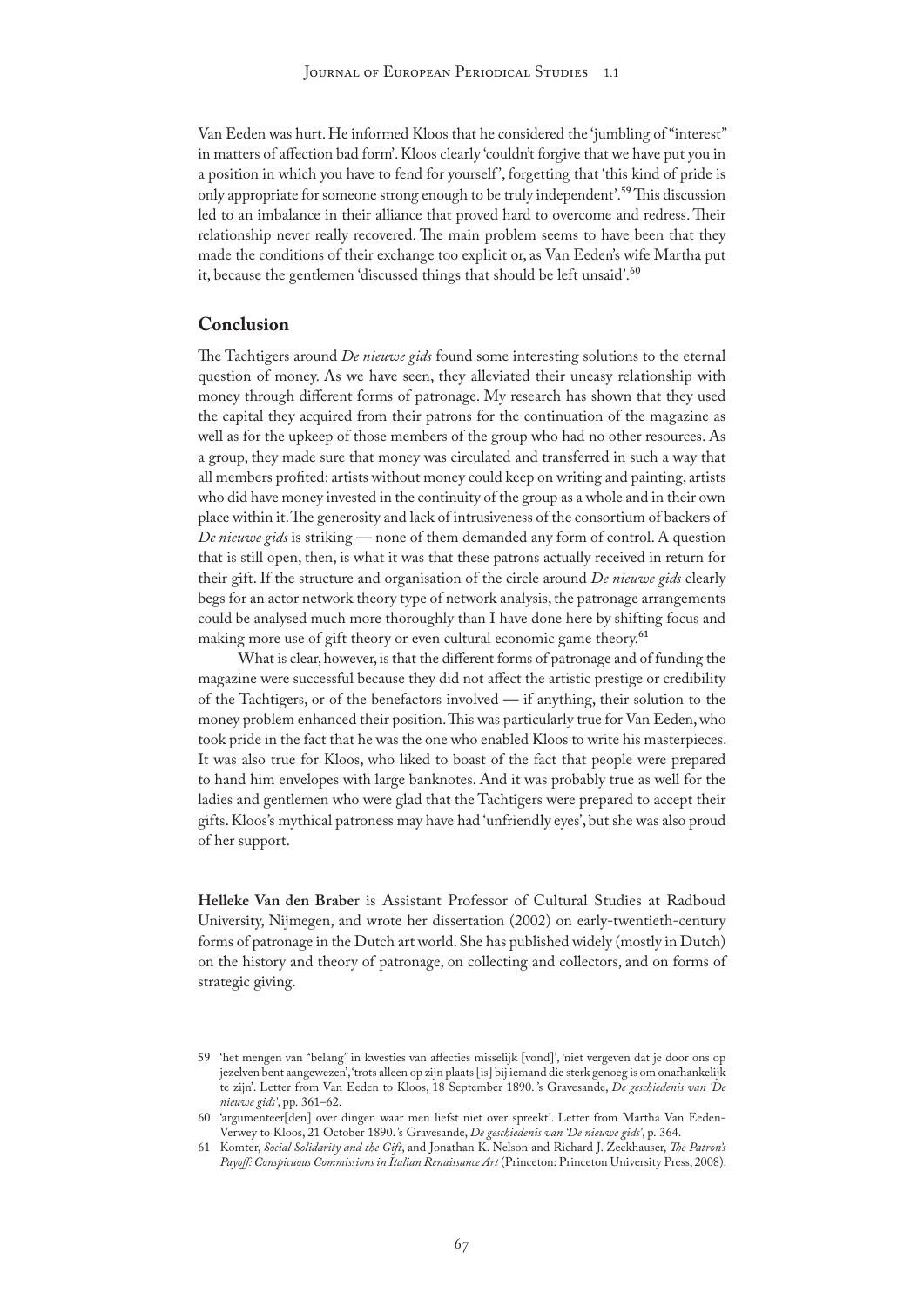Van Eeden was hurt. He informed Kloos that he considered the 'jumbling of "interest" in matters of affection bad form'. Kloos clearly 'couldn't forgive that we have put you in a position in which you have to fend for yourself', forgetting that 'this kind of pride is only appropriate for someone strong enough to be truly independent'.[59] This discussion led to an imbalance in their alliance that proved hard to overcome and redress. Their relationship never really recovered. The main problem seems to have been that they made the conditions of their exchange too explicit or, as Van Eeden's wife Martha put it, because the gentlemen 'discussed things that should be left unsaid'.[60]

## Conclusion

The Tachtigers around *De nieuwe gids* found some interesting solutions to the eternal question of money. As we have seen, they alleviated their uneasy relationship with money through different forms of patronage. My research has shown that they used the capital they acquired from their patrons for the continuation of the magazine as well as for the upkeep of those members of the group who had no other resources. As a group, they made sure that money was circulated and transferred in such a way that all members profited: artists without money could keep on writing and painting, artists who did have money invested in the continuity of the group as a whole and in their own place within it. The generosity and lack of intrusiveness of the consortium of backers of *De nieuwe gids* is striking — none of them demanded any form of control. A question that is still open, then, is what it was that these patrons actually received in return for their gift. If the structure and organisation of the circle around *De nieuwe gids* clearly begs for an actor network theory type of network analysis, the patronage arrangements could be analysed much more thoroughly than I have done here by shifting focus and making more use of gift theory or even cultural economic game theory.[61]

What is clear, however, is that the different forms of patronage and of funding the magazine were successful because they did not affect the artistic prestige or credibility of the Tachtigers, or of the benefactors involved — if anything, their solution to the money problem enhanced their position. This was particularly true for Van Eeden, who took pride in the fact that he was the one who enabled Kloos to write his masterpieces. It was also true for Kloos, who liked to boast of the fact that people were prepared to hand him envelopes with large banknotes. And it was probably true as well for the ladies and gentlemen who were glad that the Tachtigers were prepared to accept their gifts. Kloos's mythical patroness may have had 'unfriendly eyes', but she was also proud of her support.

**Helleke Van den Braber** is Assistant Professor of Cultural Studies at Radboud University, Nijmegen, and wrote her dissertation (2002) on early-twentieth-century forms of patronage in the Dutch art world. She has published widely (mostly in Dutch) on the history and theory of patronage, on collecting and collectors, and on forms of strategic giving.

59 'het mengen van "belang" in kwesties van affecties misselijk [vond]', 'niet vergeven dat je door ons op jezelven bent aangewezen', 'trots alleen op zijn plaats [is] bij iemand die sterk genoeg is om onafhankelijk te zijn'. Letter from Van Eeden to Kloos, 18 September 1890. 's Gravesande, *De geschiedenis van 'De nieuwe gids'*, pp. 361–62.

60 'argumenteer[den] over dingen waar men liefst niet over spreekt'. Letter from Martha Van Eeden-Verwey to Kloos, 21 October 1890. 's Gravesande, *De geschiedenis van 'De nieuwe gids'*, p. 364.

61 Komter, *Social Solidarity and the Gift*, and Jonathan K. Nelson and Richard J. Zeckhauser, *The Patron's Payoff: Conspicuous Commissions in Italian Renaissance Art* (Princeton: Princeton University Press, 2008).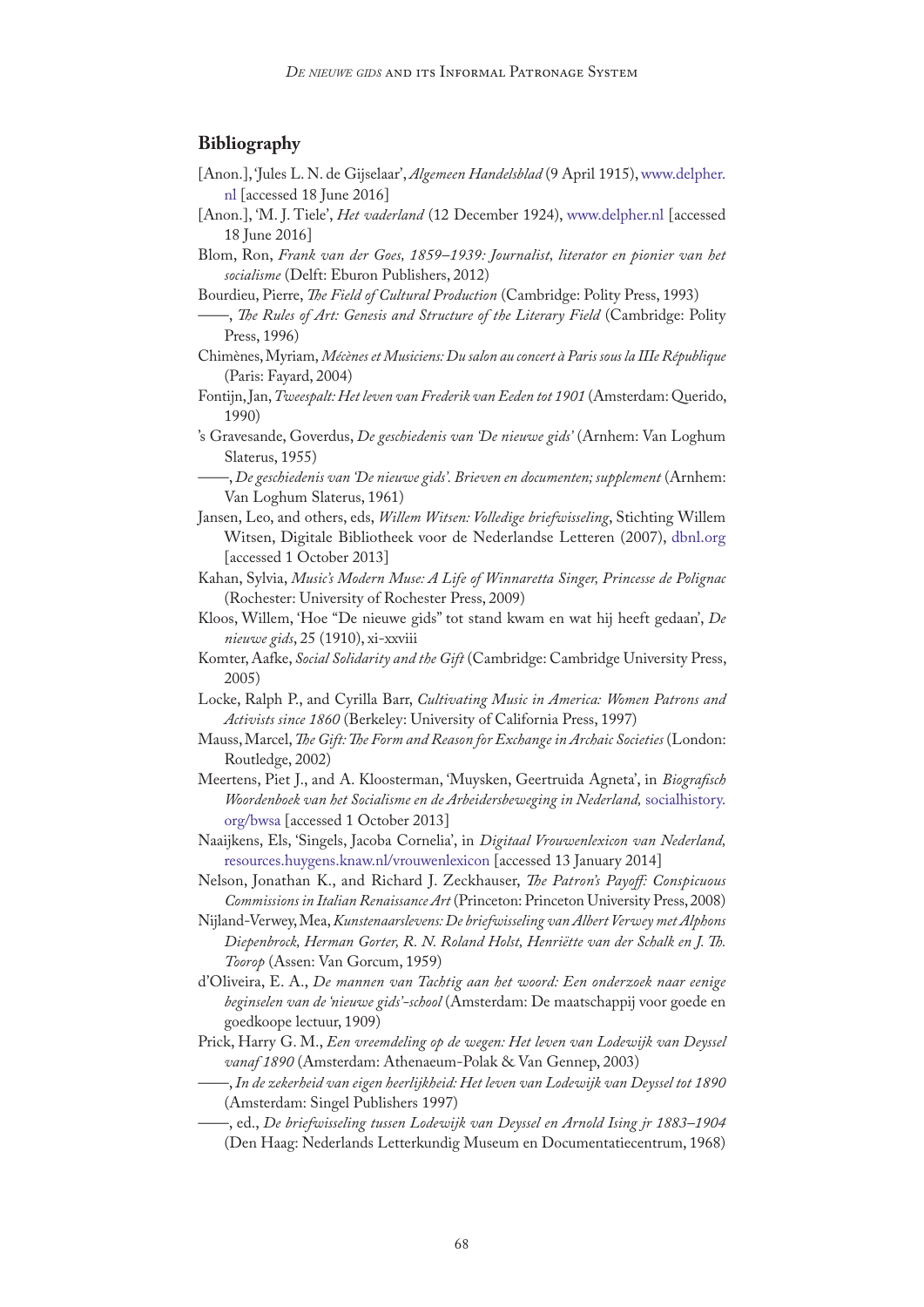## Bibliography

[Anon.], 'Jules L. N. de Gijselaar', *Algemeen Handelsblad* (9 April 1915), www.delpher.nl [accessed 18 June 2016]

[Anon.], 'M. J. Tiele', *Het vaderland* (12 December 1924), www.delpher.nl [accessed 18 June 2016]

Blom, Ron, *Frank van der Goes, 1859–1939: Journalist, literator en pionier van het socialisme* (Delft: Eburon Publishers, 2012)

Bourdieu, Pierre, *The Field of Cultural Production* (Cambridge: Polity Press, 1993)

——, *The Rules of Art: Genesis and Structure of the Literary Field* (Cambridge: Polity Press, 1996)

Chimènes, Myriam, *Mécènes et Musiciens: Du salon au concert à Paris sous la IIIe République* (Paris: Fayard, 2004)

Fontijn, Jan, *Tweespalt: Het leven van Frederik van Eeden tot 1901* (Amsterdam: Querido, 1990)

's Gravesande, Goverdus, *De geschiedenis van 'De nieuwe gids'* (Arnhem: Van Loghum Slaterus, 1955)

——, *De geschiedenis van 'De nieuwe gids'. Brieven en documenten; supplement* (Arnhem: Van Loghum Slaterus, 1961)

Jansen, Leo, and others, eds, *Willem Witsen: Volledige briefwisseling*, Stichting Willem Witsen, Digitale Bibliotheek voor de Nederlandse Letteren (2007), dbnl.org [accessed 1 October 2013]

Kahan, Sylvia, *Music's Modern Muse: A Life of Winnaretta Singer, Princesse de Polignac* (Rochester: University of Rochester Press, 2009)

Kloos, Willem, 'Hoe "De nieuwe gids" tot stand kwam en wat hij heeft gedaan', *De nieuwe gids*, 25 (1910), xi-xxviii

Komter, Aafke, *Social Solidarity and the Gift* (Cambridge: Cambridge University Press, 2005)

Locke, Ralph P., and Cyrilla Barr, *Cultivating Music in America: Women Patrons and Activists since 1860* (Berkeley: University of California Press, 1997)

Mauss, Marcel, *The Gift: The Form and Reason for Exchange in Archaic Societies* (London: Routledge, 2002)

Meertens, Piet J., and A. Kloosterman, 'Muysken, Geertruida Agneta', in *Biografisch Woordenboek van het Socialisme en de Arbeidersbeweging in Nederland,* socialhistory.org/bwsa [accessed 1 October 2013]

Naaijkens, Els, 'Singels, Jacoba Cornelia', in *Digitaal Vrouwenlexicon van Nederland,* resources.huygens.knaw.nl/vrouwenlexicon [accessed 13 January 2014]

Nelson, Jonathan K., and Richard J. Zeckhauser, *The Patron's Payoff: Conspicuous Commissions in Italian Renaissance Art* (Princeton: Princeton University Press, 2008)

Nijland-Verwey, Mea, *Kunstenaarslevens: De briefwisseling van Albert Verwey met Alphons Diepenbrock, Herman Gorter, R. N. Roland Holst, Henriëtte van der Schalk en J. Th. Toorop* (Assen: Van Gorcum, 1959)

d'Oliveira, E. A., *De mannen van Tachtig aan het woord: Een onderzoek naar eenige beginselen van de 'nieuwe gids'-school* (Amsterdam: De maatschappij voor goede en goedkoope lectuur, 1909)

Prick, Harry G. M., *Een vreemdeling op de wegen: Het leven van Lodewijk van Deyssel vanaf 1890* (Amsterdam: Athenaeum-Polak & Van Gennep, 2003)

——, *In de zekerheid van eigen heerlijkheid: Het leven van Lodewijk van Deyssel tot 1890* (Amsterdam: Singel Publishers 1997)

——, ed., *De briefwisseling tussen Lodewijk van Deyssel en Arnold Ising jr 1883–1904* (Den Haag: Nederlands Letterkundig Museum en Documentatiecentrum, 1968)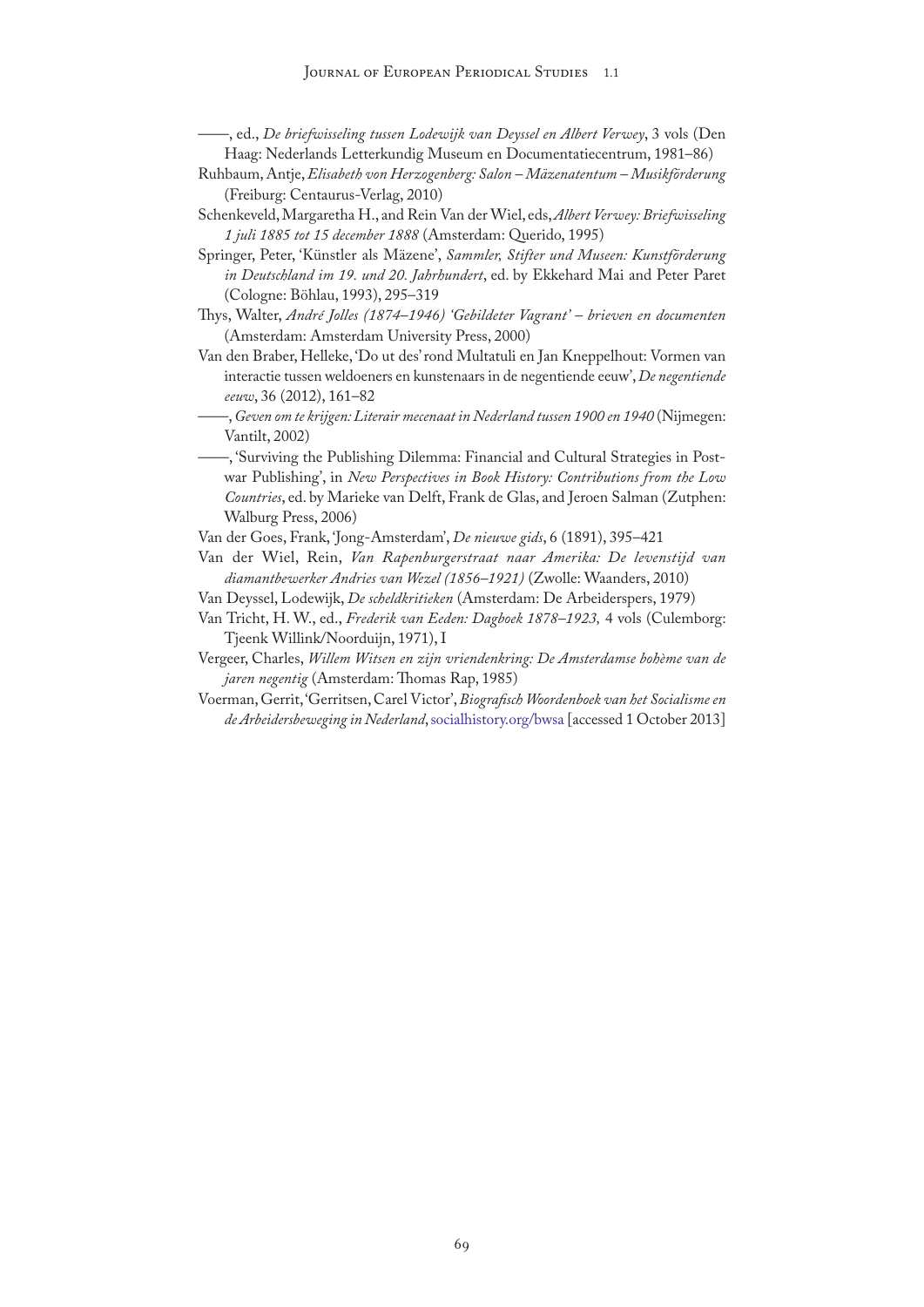——, ed., *De briefwisseling tussen Lodewijk van Deyssel en Albert Verwey*, 3 vols (Den Haag: Nederlands Letterkundig Museum en Documentatiecentrum, 1981–86)

Ruhbaum, Antje, *Elisabeth von Herzogenberg: Salon – Mäzenatentum – Musikförderung* (Freiburg: Centaurus-Verlag, 2010)

Schenkeveld, Margaretha H., and Rein Van der Wiel, eds, *Albert Verwey: Briefwisseling 1 juli 1885 tot 15 december 1888* (Amsterdam: Querido, 1995)

Springer, Peter, 'Künstler als Mäzene', *Sammler, Stifter und Museen: Kunstförderung in Deutschland im 19. und 20. Jahrhundert*, ed. by Ekkehard Mai and Peter Paret (Cologne: Böhlau, 1993), 295–319

Thys, Walter, *André Jolles (1874–1946) 'Gebildeter Vagrant' – brieven en documenten* (Amsterdam: Amsterdam University Press, 2000)

Van den Braber, Helleke, 'Do ut des' rond Multatuli en Jan Kneppelhout: Vormen van interactie tussen weldoeners en kunstenaars in de negentiende eeuw', *De negentiende eeuw*, 36 (2012), 161–82

——, *Geven om te krijgen: Literair mecenaat in Nederland tussen 1900 en 1940* (Nijmegen: Vantilt, 2002)

——, 'Surviving the Publishing Dilemma: Financial and Cultural Strategies in Post-war Publishing', in *New Perspectives in Book History: Contributions from the Low Countries*, ed. by Marieke van Delft, Frank de Glas, and Jeroen Salman (Zutphen: Walburg Press, 2006)

Van der Goes, Frank, 'Jong-Amsterdam', *De nieuwe gids*, 6 (1891), 395–421

Van der Wiel, Rein, *Van Rapenburgerstraat naar Amerika: De levenstijd van diamantbewerker Andries van Wezel (1856–1921)* (Zwolle: Waanders, 2010)

Van Deyssel, Lodewijk, *De scheldkritieken* (Amsterdam: De Arbeiderspers, 1979)

Van Tricht, H. W., ed., *Frederik van Eeden: Dagboek 1878–1923,* 4 vols (Culemborg: Tjeenk Willink/Noorduijn, 1971), I

Vergeer, Charles, *Willem Witsen en zijn vriendenkring: De Amsterdamse bohème van de jaren negentig* (Amsterdam: Thomas Rap, 1985)

Voerman, Gerrit, 'Gerritsen, Carel Victor', *Biografisch Woordenboek van het Socialisme en de Arbeidersbeweging in Nederland*, socialhistory.org/bwsa [accessed 1 October 2013]